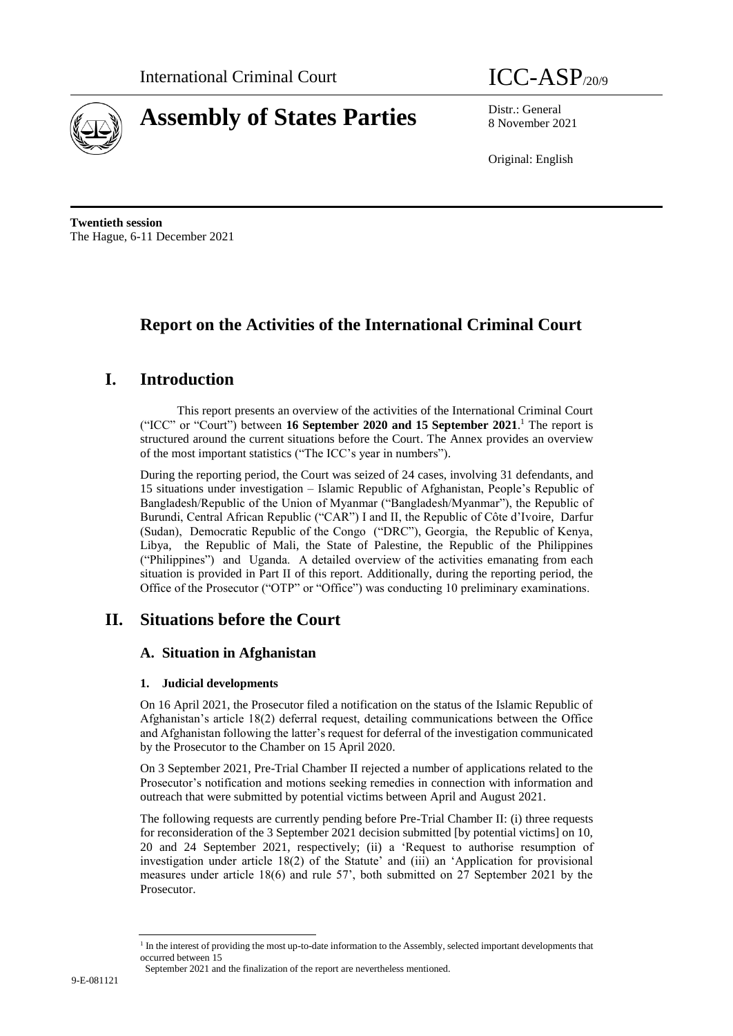International Criminal Court

ICC-ASP/20/9

# Assembly of States Parties

Distr.: General
8 November 2021

Original: English

**Twentieth session**
The Hague, 6-11 December 2021

# Report on the Activities of the International Criminal Court

# I. Introduction

This report presents an overview of the activities of the International Criminal Court ("ICC" or "Court") between **16 September 2020 and 15 September 2021**.[1] The report is structured around the current situations before the Court. The Annex provides an overview of the most important statistics ("The ICC's year in numbers").

During the reporting period, the Court was seized of 24 cases, involving 31 defendants, and 15 situations under investigation – Islamic Republic of Afghanistan, People's Republic of Bangladesh/Republic of the Union of Myanmar ("Bangladesh/Myanmar"), the Republic of Burundi, Central African Republic ("CAR") I and II, the Republic of Côte d'Ivoire, Darfur (Sudan), Democratic Republic of the Congo ("DRC"), Georgia, the Republic of Kenya, Libya, the Republic of Mali, the State of Palestine, the Republic of the Philippines ("Philippines") and Uganda. A detailed overview of the activities emanating from each situation is provided in Part II of this report. Additionally, during the reporting period, the Office of the Prosecutor ("OTP" or "Office") was conducting 10 preliminary examinations.

# II. Situations before the Court

## A. Situation in Afghanistan

### 1. Judicial developments

On 16 April 2021, the Prosecutor filed a notification on the status of the Islamic Republic of Afghanistan's article 18(2) deferral request, detailing communications between the Office and Afghanistan following the latter's request for deferral of the investigation communicated by the Prosecutor to the Chamber on 15 April 2020.

On 3 September 2021, Pre-Trial Chamber II rejected a number of applications related to the Prosecutor's notification and motions seeking remedies in connection with information and outreach that were submitted by potential victims between April and August 2021.

The following requests are currently pending before Pre-Trial Chamber II: (i) three requests for reconsideration of the 3 September 2021 decision submitted [by potential victims] on 10, 20 and 24 September 2021, respectively; (ii) a 'Request to authorise resumption of investigation under article 18(2) of the Statute' and (iii) an 'Application for provisional measures under article 18(6) and rule 57', both submitted on 27 September 2021 by the Prosecutor.

[1] In the interest of providing the most up-to-date information to the Assembly, selected important developments that occurred between 15 September 2021 and the finalization of the report are nevertheless mentioned.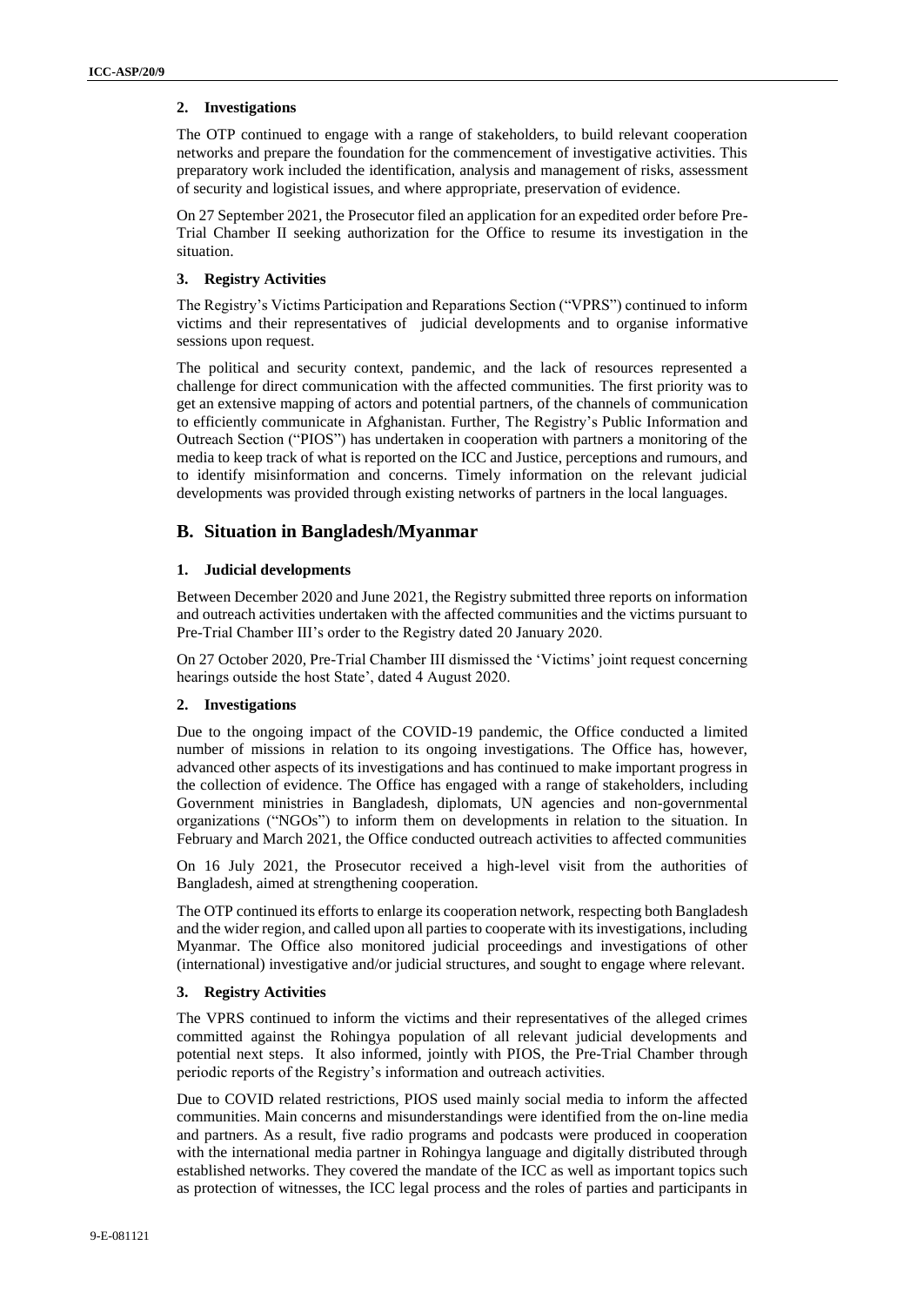**2. Investigations**

The OTP continued to engage with a range of stakeholders, to build relevant cooperation networks and prepare the foundation for the commencement of investigative activities. This preparatory work included the identification, analysis and management of risks, assessment of security and logistical issues, and where appropriate, preservation of evidence.

On 27 September 2021, the Prosecutor filed an application for an expedited order before Pre-Trial Chamber II seeking authorization for the Office to resume its investigation in the situation.

**3. Registry Activities**

The Registry's Victims Participation and Reparations Section ("VPRS") continued to inform victims and their representatives of judicial developments and to organise informative sessions upon request.

The political and security context, pandemic, and the lack of resources represented a challenge for direct communication with the affected communities. The first priority was to get an extensive mapping of actors and potential partners, of the channels of communication to efficiently communicate in Afghanistan. Further, The Registry's Public Information and Outreach Section ("PIOS") has undertaken in cooperation with partners a monitoring of the media to keep track of what is reported on the ICC and Justice, perceptions and rumours, and to identify misinformation and concerns. Timely information on the relevant judicial developments was provided through existing networks of partners in the local languages.

## B. Situation in Bangladesh/Myanmar

**1. Judicial developments**

Between December 2020 and June 2021, the Registry submitted three reports on information and outreach activities undertaken with the affected communities and the victims pursuant to Pre-Trial Chamber III's order to the Registry dated 20 January 2020.

On 27 October 2020, Pre-Trial Chamber III dismissed the 'Victims' joint request concerning hearings outside the host State', dated 4 August 2020.

**2. Investigations**

Due to the ongoing impact of the COVID-19 pandemic, the Office conducted a limited number of missions in relation to its ongoing investigations. The Office has, however, advanced other aspects of its investigations and has continued to make important progress in the collection of evidence. The Office has engaged with a range of stakeholders, including Government ministries in Bangladesh, diplomats, UN agencies and non-governmental organizations ("NGOs") to inform them on developments in relation to the situation. In February and March 2021, the Office conducted outreach activities to affected communities

On 16 July 2021, the Prosecutor received a high-level visit from the authorities of Bangladesh, aimed at strengthening cooperation.

The OTP continued its efforts to enlarge its cooperation network, respecting both Bangladesh and the wider region, and called upon all parties to cooperate with its investigations, including Myanmar. The Office also monitored judicial proceedings and investigations of other (international) investigative and/or judicial structures, and sought to engage where relevant.

**3. Registry Activities**

The VPRS continued to inform the victims and their representatives of the alleged crimes committed against the Rohingya population of all relevant judicial developments and potential next steps. It also informed, jointly with PIOS, the Pre-Trial Chamber through periodic reports of the Registry's information and outreach activities.

Due to COVID related restrictions, PIOS used mainly social media to inform the affected communities. Main concerns and misunderstandings were identified from the on-line media and partners. As a result, five radio programs and podcasts were produced in cooperation with the international media partner in Rohingya language and digitally distributed through established networks. They covered the mandate of the ICC as well as important topics such as protection of witnesses, the ICC legal process and the roles of parties and participants in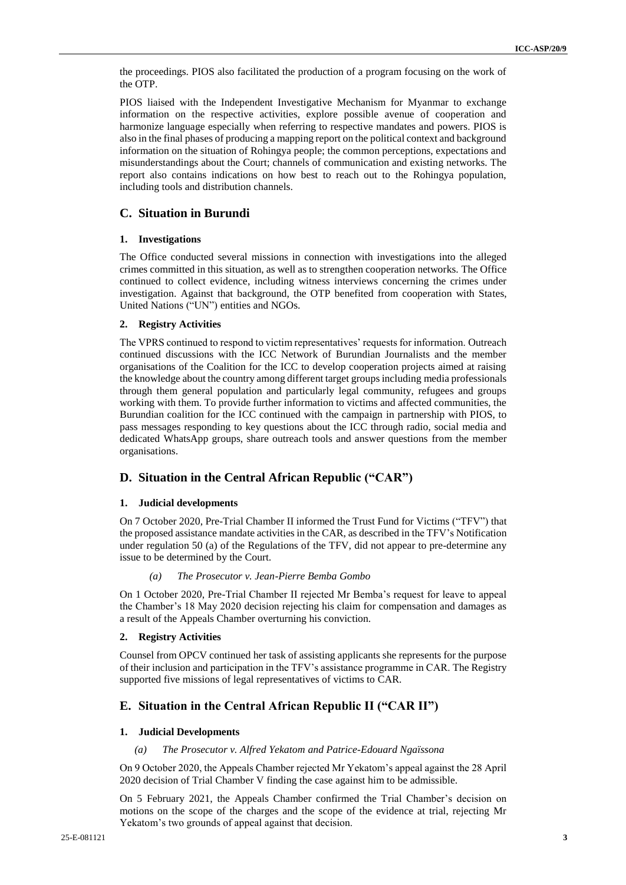the proceedings. PIOS also facilitated the production of a program focusing on the work of the OTP.

PIOS liaised with the Independent Investigative Mechanism for Myanmar to exchange information on the respective activities, explore possible avenue of cooperation and harmonize language especially when referring to respective mandates and powers. PIOS is also in the final phases of producing a mapping report on the political context and background information on the situation of Rohingya people; the common perceptions, expectations and misunderstandings about the Court; channels of communication and existing networks. The report also contains indications on how best to reach out to the Rohingya population, including tools and distribution channels.

## C. Situation in Burundi

### 1. Investigations

The Office conducted several missions in connection with investigations into the alleged crimes committed in this situation, as well as to strengthen cooperation networks. The Office continued to collect evidence, including witness interviews concerning the crimes under investigation. Against that background, the OTP benefited from cooperation with States, United Nations ("UN") entities and NGOs.

### 2. Registry Activities

The VPRS continued to respond to victim representatives' requests for information. Outreach continued discussions with the ICC Network of Burundian Journalists and the member organisations of the Coalition for the ICC to develop cooperation projects aimed at raising the knowledge about the country among different target groups including media professionals through them general population and particularly legal community, refugees and groups working with them. To provide further information to victims and affected communities, the Burundian coalition for the ICC continued with the campaign in partnership with PIOS, to pass messages responding to key questions about the ICC through radio, social media and dedicated WhatsApp groups, share outreach tools and answer questions from the member organisations.

## D. Situation in the Central African Republic ("CAR")

### 1. Judicial developments

On 7 October 2020, Pre-Trial Chamber II informed the Trust Fund for Victims ("TFV") that the proposed assistance mandate activities in the CAR, as described in the TFV's Notification under regulation 50 (a) of the Regulations of the TFV, did not appear to pre-determine any issue to be determined by the Court.

#### *(a) The Prosecutor v. Jean-Pierre Bemba Gombo*

On 1 October 2020, Pre-Trial Chamber II rejected Mr Bemba's request for leave to appeal the Chamber's 18 May 2020 decision rejecting his claim for compensation and damages as a result of the Appeals Chamber overturning his conviction.

### 2. Registry Activities

Counsel from OPCV continued her task of assisting applicants she represents for the purpose of their inclusion and participation in the TFV's assistance programme in CAR. The Registry supported five missions of legal representatives of victims to CAR.

## E. Situation in the Central African Republic II ("CAR II")

### 1. Judicial Developments

#### *(a) The Prosecutor v. Alfred Yekatom and Patrice-Edouard Ngaïssona*

On 9 October 2020, the Appeals Chamber rejected Mr Yekatom's appeal against the 28 April 2020 decision of Trial Chamber V finding the case against him to be admissible.

On 5 February 2021, the Appeals Chamber confirmed the Trial Chamber's decision on motions on the scope of the charges and the scope of the evidence at trial, rejecting Mr Yekatom's two grounds of appeal against that decision.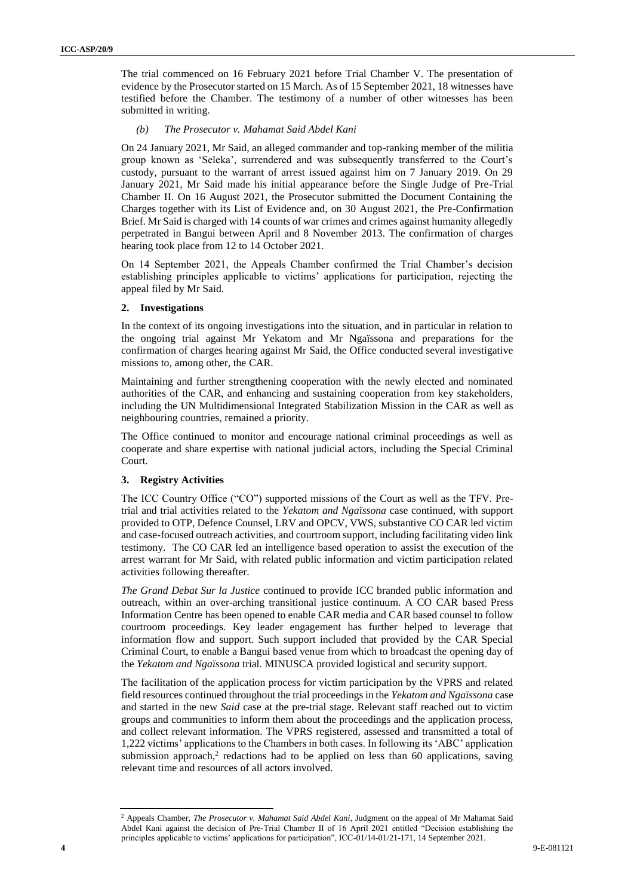The trial commenced on 16 February 2021 before Trial Chamber V. The presentation of evidence by the Prosecutor started on 15 March. As of 15 September 2021, 18 witnesses have testified before the Chamber. The testimony of a number of other witnesses has been submitted in writing.

#### *(b) The Prosecutor v. Mahamat Said Abdel Kani*

On 24 January 2021, Mr Said, an alleged commander and top-ranking member of the militia group known as 'Seleka', surrendered and was subsequently transferred to the Court's custody, pursuant to the warrant of arrest issued against him on 7 January 2019. On 29 January 2021, Mr Said made his initial appearance before the Single Judge of Pre-Trial Chamber II. On 16 August 2021, the Prosecutor submitted the Document Containing the Charges together with its List of Evidence and, on 30 August 2021, the Pre-Confirmation Brief. Mr Said is charged with 14 counts of war crimes and crimes against humanity allegedly perpetrated in Bangui between April and 8 November 2013. The confirmation of charges hearing took place from 12 to 14 October 2021.

On 14 September 2021, the Appeals Chamber confirmed the Trial Chamber's decision establishing principles applicable to victims' applications for participation, rejecting the appeal filed by Mr Said.

### 2. Investigations

In the context of its ongoing investigations into the situation, and in particular in relation to the ongoing trial against Mr Yekatom and Mr Ngaïssona and preparations for the confirmation of charges hearing against Mr Said, the Office conducted several investigative missions to, among other, the CAR.

Maintaining and further strengthening cooperation with the newly elected and nominated authorities of the CAR, and enhancing and sustaining cooperation from key stakeholders, including the UN Multidimensional Integrated Stabilization Mission in the CAR as well as neighbouring countries, remained a priority.

The Office continued to monitor and encourage national criminal proceedings as well as cooperate and share expertise with national judicial actors, including the Special Criminal Court.

### 3. Registry Activities

The ICC Country Office ("CO") supported missions of the Court as well as the TFV. Pre-trial and trial activities related to the *Yekatom and Ngaïssona* case continued, with support provided to OTP, Defence Counsel, LRV and OPCV, VWS, substantive CO CAR led victim and case-focused outreach activities, and courtroom support, including facilitating video link testimony. The CO CAR led an intelligence based operation to assist the execution of the arrest warrant for Mr Said, with related public information and victim participation related activities following thereafter.

*The Grand Debat Sur la Justice* continued to provide ICC branded public information and outreach, within an over-arching transitional justice continuum. A CO CAR based Press Information Centre has been opened to enable CAR media and CAR based counsel to follow courtroom proceedings. Key leader engagement has further helped to leverage that information flow and support. Such support included that provided by the CAR Special Criminal Court, to enable a Bangui based venue from which to broadcast the opening day of the *Yekatom and Ngaïssona* trial. MINUSCA provided logistical and security support.

The facilitation of the application process for victim participation by the VPRS and related field resources continued throughout the trial proceedings in the *Yekatom and Ngaïssona* case and started in the new *Said* case at the pre-trial stage. Relevant staff reached out to victim groups and communities to inform them about the proceedings and the application process, and collect relevant information. The VPRS registered, assessed and transmitted a total of 1,222 victims' applications to the Chambers in both cases. In following its 'ABC' application submission approach,[2] redactions had to be applied on less than 60 applications, saving relevant time and resources of all actors involved.

---

[2] Appeals Chamber, *The Prosecutor v. Mahamat Said Abdel Kani*, Judgment on the appeal of Mr Mahamat Said Abdel Kani against the decision of Pre-Trial Chamber II of 16 April 2021 entitled "Decision establishing the principles applicable to victims' applications for participation", ICC-01/14-01/21-171, 14 September 2021.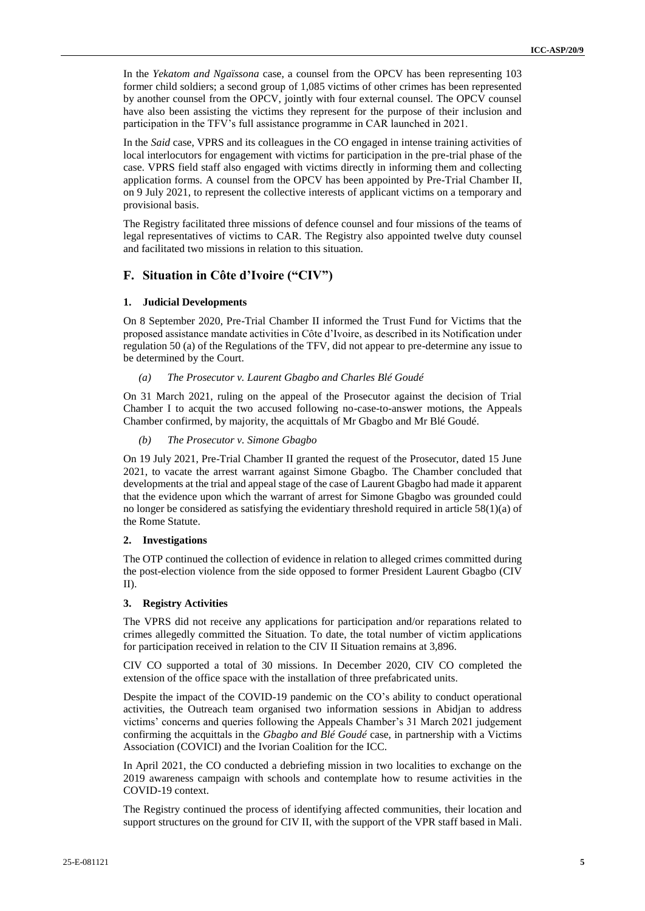In the *Yekatom and Ngaïssona* case, a counsel from the OPCV has been representing 103 former child soldiers; a second group of 1,085 victims of other crimes has been represented by another counsel from the OPCV, jointly with four external counsel. The OPCV counsel have also been assisting the victims they represent for the purpose of their inclusion and participation in the TFV's full assistance programme in CAR launched in 2021.

In the *Said* case, VPRS and its colleagues in the CO engaged in intense training activities of local interlocutors for engagement with victims for participation in the pre-trial phase of the case. VPRS field staff also engaged with victims directly in informing them and collecting application forms. A counsel from the OPCV has been appointed by Pre-Trial Chamber II, on 9 July 2021, to represent the collective interests of applicant victims on a temporary and provisional basis.

The Registry facilitated three missions of defence counsel and four missions of the teams of legal representatives of victims to CAR. The Registry also appointed twelve duty counsel and facilitated two missions in relation to this situation.

## F. Situation in Côte d'Ivoire ("CIV")

### 1. Judicial Developments

On 8 September 2020, Pre-Trial Chamber II informed the Trust Fund for Victims that the proposed assistance mandate activities in Côte d'Ivoire, as described in its Notification under regulation 50 (a) of the Regulations of the TFV, did not appear to pre-determine any issue to be determined by the Court.

#### (a) *The Prosecutor v. Laurent Gbagbo and Charles Blé Goudé*

On 31 March 2021, ruling on the appeal of the Prosecutor against the decision of Trial Chamber I to acquit the two accused following no-case-to-answer motions, the Appeals Chamber confirmed, by majority, the acquittals of Mr Gbagbo and Mr Blé Goudé.

#### (b) *The Prosecutor v. Simone Gbagbo*

On 19 July 2021, Pre-Trial Chamber II granted the request of the Prosecutor, dated 15 June 2021, to vacate the arrest warrant against Simone Gbagbo. The Chamber concluded that developments at the trial and appeal stage of the case of Laurent Gbagbo had made it apparent that the evidence upon which the warrant of arrest for Simone Gbagbo was grounded could no longer be considered as satisfying the evidentiary threshold required in article 58(1)(a) of the Rome Statute.

### 2. Investigations

The OTP continued the collection of evidence in relation to alleged crimes committed during the post-election violence from the side opposed to former President Laurent Gbagbo (CIV II).

### 3. Registry Activities

The VPRS did not receive any applications for participation and/or reparations related to crimes allegedly committed the Situation. To date, the total number of victim applications for participation received in relation to the CIV II Situation remains at 3,896.

CIV CO supported a total of 30 missions. In December 2020, CIV CO completed the extension of the office space with the installation of three prefabricated units.

Despite the impact of the COVID-19 pandemic on the CO's ability to conduct operational activities, the Outreach team organised two information sessions in Abidjan to address victims' concerns and queries following the Appeals Chamber's 31 March 2021 judgement confirming the acquittals in the *Gbagbo and Blé Goudé* case, in partnership with a Victims Association (COVICI) and the Ivorian Coalition for the ICC.

In April 2021, the CO conducted a debriefing mission in two localities to exchange on the 2019 awareness campaign with schools and contemplate how to resume activities in the COVID-19 context.

The Registry continued the process of identifying affected communities, their location and support structures on the ground for CIV II, with the support of the VPR staff based in Mali.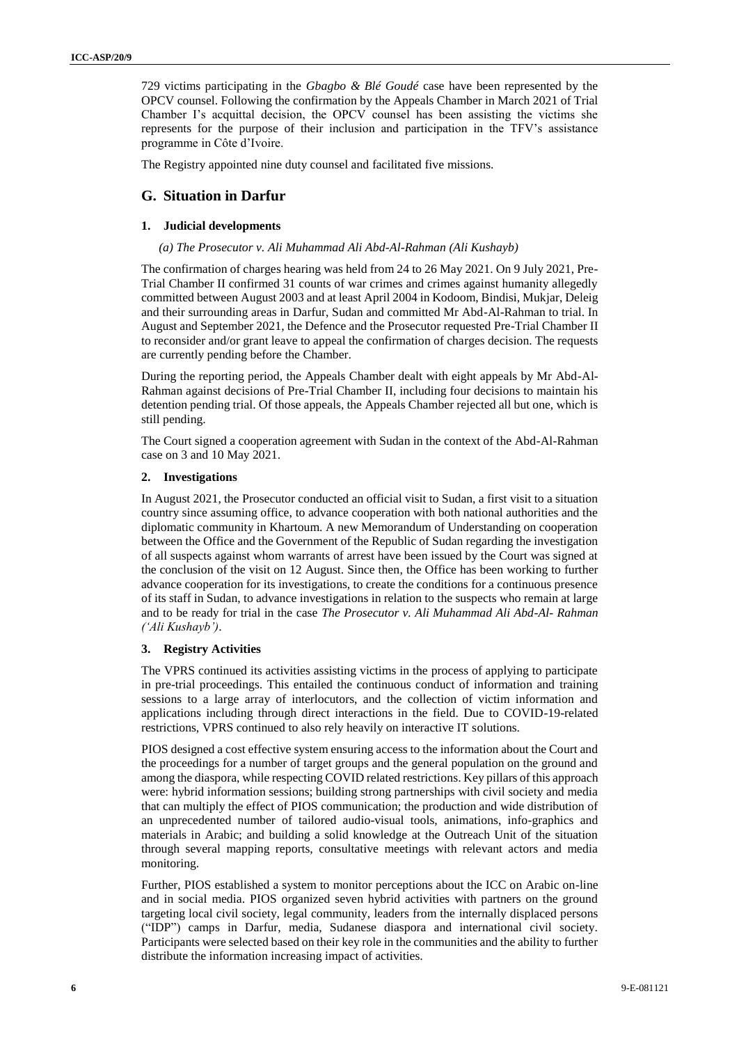729 victims participating in the *Gbagbo & Blé Goudé* case have been represented by the OPCV counsel. Following the confirmation by the Appeals Chamber in March 2021 of Trial Chamber I's acquittal decision, the OPCV counsel has been assisting the victims she represents for the purpose of their inclusion and participation in the TFV's assistance programme in Côte d'Ivoire.

The Registry appointed nine duty counsel and facilitated five missions.

## G. Situation in Darfur

### 1. Judicial developments

#### *(a) The Prosecutor v. Ali Muhammad Ali Abd-Al-Rahman (Ali Kushayb)*

The confirmation of charges hearing was held from 24 to 26 May 2021. On 9 July 2021, Pre-Trial Chamber II confirmed 31 counts of war crimes and crimes against humanity allegedly committed between August 2003 and at least April 2004 in Kodoom, Bindisi, Mukjar, Deleig and their surrounding areas in Darfur, Sudan and committed Mr Abd-Al-Rahman to trial. In August and September 2021, the Defence and the Prosecutor requested Pre-Trial Chamber II to reconsider and/or grant leave to appeal the confirmation of charges decision. The requests are currently pending before the Chamber.

During the reporting period, the Appeals Chamber dealt with eight appeals by Mr Abd-Al-Rahman against decisions of Pre-Trial Chamber II, including four decisions to maintain his detention pending trial. Of those appeals, the Appeals Chamber rejected all but one, which is still pending.

The Court signed a cooperation agreement with Sudan in the context of the Abd-Al-Rahman case on 3 and 10 May 2021.

### 2. Investigations

In August 2021, the Prosecutor conducted an official visit to Sudan, a first visit to a situation country since assuming office, to advance cooperation with both national authorities and the diplomatic community in Khartoum. A new Memorandum of Understanding on cooperation between the Office and the Government of the Republic of Sudan regarding the investigation of all suspects against whom warrants of arrest have been issued by the Court was signed at the conclusion of the visit on 12 August. Since then, the Office has been working to further advance cooperation for its investigations, to create the conditions for a continuous presence of its staff in Sudan, to advance investigations in relation to the suspects who remain at large and to be ready for trial in the case *The Prosecutor v. Ali Muhammad Ali Abd-Al- Rahman ('Ali Kushayb')*.

### 3. Registry Activities

The VPRS continued its activities assisting victims in the process of applying to participate in pre-trial proceedings. This entailed the continuous conduct of information and training sessions to a large array of interlocutors, and the collection of victim information and applications including through direct interactions in the field. Due to COVID-19-related restrictions, VPRS continued to also rely heavily on interactive IT solutions.

PIOS designed a cost effective system ensuring access to the information about the Court and the proceedings for a number of target groups and the general population on the ground and among the diaspora, while respecting COVID related restrictions. Key pillars of this approach were: hybrid information sessions; building strong partnerships with civil society and media that can multiply the effect of PIOS communication; the production and wide distribution of an unprecedented number of tailored audio-visual tools, animations, info-graphics and materials in Arabic; and building a solid knowledge at the Outreach Unit of the situation through several mapping reports, consultative meetings with relevant actors and media monitoring.

Further, PIOS established a system to monitor perceptions about the ICC on Arabic on-line and in social media. PIOS organized seven hybrid activities with partners on the ground targeting local civil society, legal community, leaders from the internally displaced persons ("IDP") camps in Darfur, media, Sudanese diaspora and international civil society. Participants were selected based on their key role in the communities and the ability to further distribute the information increasing impact of activities.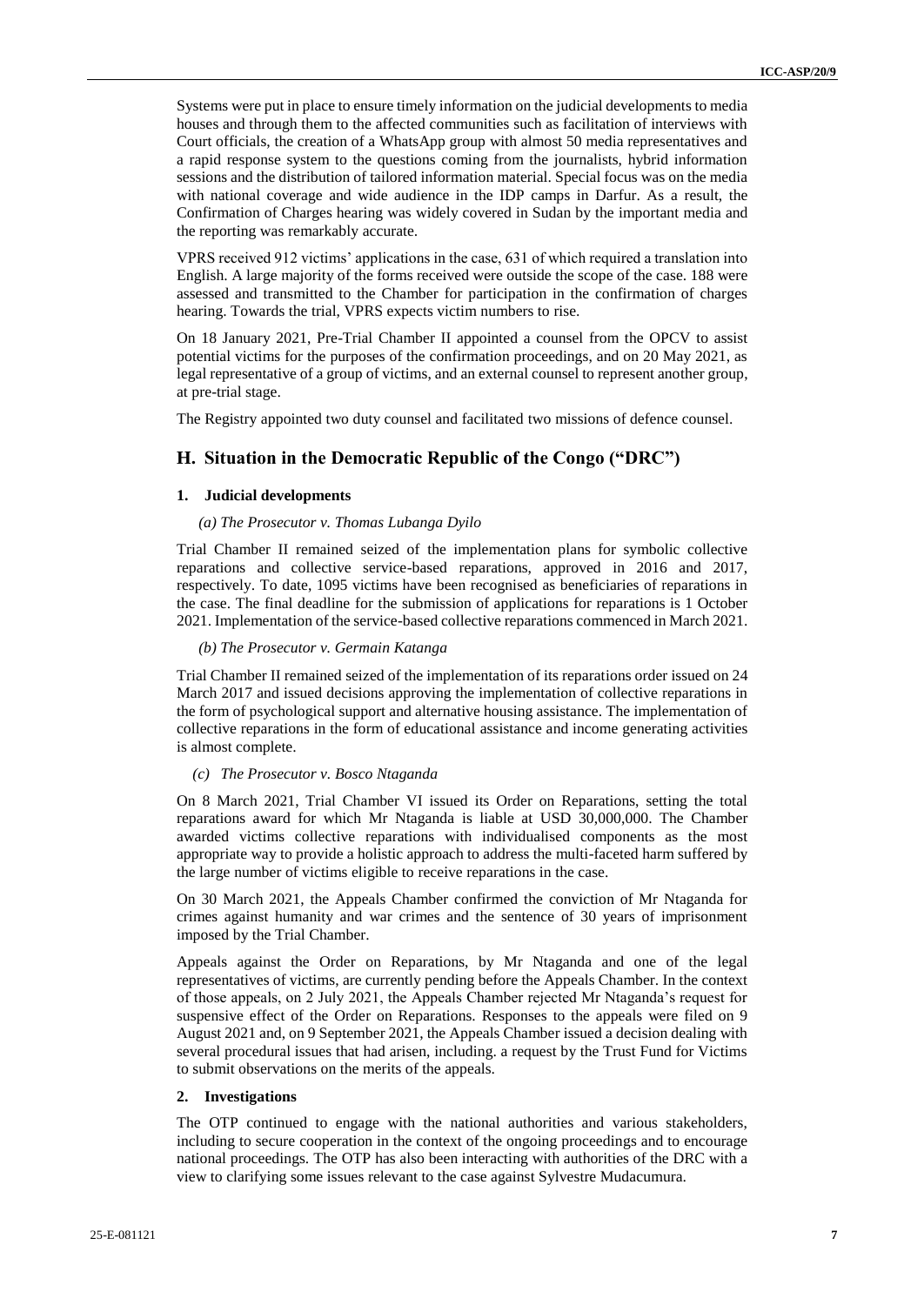Systems were put in place to ensure timely information on the judicial developments to media houses and through them to the affected communities such as facilitation of interviews with Court officials, the creation of a WhatsApp group with almost 50 media representatives and a rapid response system to the questions coming from the journalists, hybrid information sessions and the distribution of tailored information material. Special focus was on the media with national coverage and wide audience in the IDP camps in Darfur. As a result, the Confirmation of Charges hearing was widely covered in Sudan by the important media and the reporting was remarkably accurate.

VPRS received 912 victims' applications in the case, 631 of which required a translation into English. A large majority of the forms received were outside the scope of the case. 188 were assessed and transmitted to the Chamber for participation in the confirmation of charges hearing. Towards the trial, VPRS expects victim numbers to rise.

On 18 January 2021, Pre-Trial Chamber II appointed a counsel from the OPCV to assist potential victims for the purposes of the confirmation proceedings, and on 20 May 2021, as legal representative of a group of victims, and an external counsel to represent another group, at pre-trial stage.

The Registry appointed two duty counsel and facilitated two missions of defence counsel.

## H. Situation in the Democratic Republic of the Congo ("DRC")

### 1. Judicial developments

#### *(a) The Prosecutor v. Thomas Lubanga Dyilo*

Trial Chamber II remained seized of the implementation plans for symbolic collective reparations and collective service-based reparations, approved in 2016 and 2017, respectively. To date, 1095 victims have been recognised as beneficiaries of reparations in the case. The final deadline for the submission of applications for reparations is 1 October 2021. Implementation of the service-based collective reparations commenced in March 2021.

#### *(b) The Prosecutor v. Germain Katanga*

Trial Chamber II remained seized of the implementation of its reparations order issued on 24 March 2017 and issued decisions approving the implementation of collective reparations in the form of psychological support and alternative housing assistance. The implementation of collective reparations in the form of educational assistance and income generating activities is almost complete.

#### *(c) The Prosecutor v. Bosco Ntaganda*

On 8 March 2021, Trial Chamber VI issued its Order on Reparations, setting the total reparations award for which Mr Ntaganda is liable at USD 30,000,000. The Chamber awarded victims collective reparations with individualised components as the most appropriate way to provide a holistic approach to address the multi-faceted harm suffered by the large number of victims eligible to receive reparations in the case.

On 30 March 2021, the Appeals Chamber confirmed the conviction of Mr Ntaganda for crimes against humanity and war crimes and the sentence of 30 years of imprisonment imposed by the Trial Chamber.

Appeals against the Order on Reparations, by Mr Ntaganda and one of the legal representatives of victims, are currently pending before the Appeals Chamber. In the context of those appeals, on 2 July 2021, the Appeals Chamber rejected Mr Ntaganda's request for suspensive effect of the Order on Reparations. Responses to the appeals were filed on 9 August 2021 and, on 9 September 2021, the Appeals Chamber issued a decision dealing with several procedural issues that had arisen, including. a request by the Trust Fund for Victims to submit observations on the merits of the appeals.

### 2. Investigations

The OTP continued to engage with the national authorities and various stakeholders, including to secure cooperation in the context of the ongoing proceedings and to encourage national proceedings. The OTP has also been interacting with authorities of the DRC with a view to clarifying some issues relevant to the case against Sylvestre Mudacumura.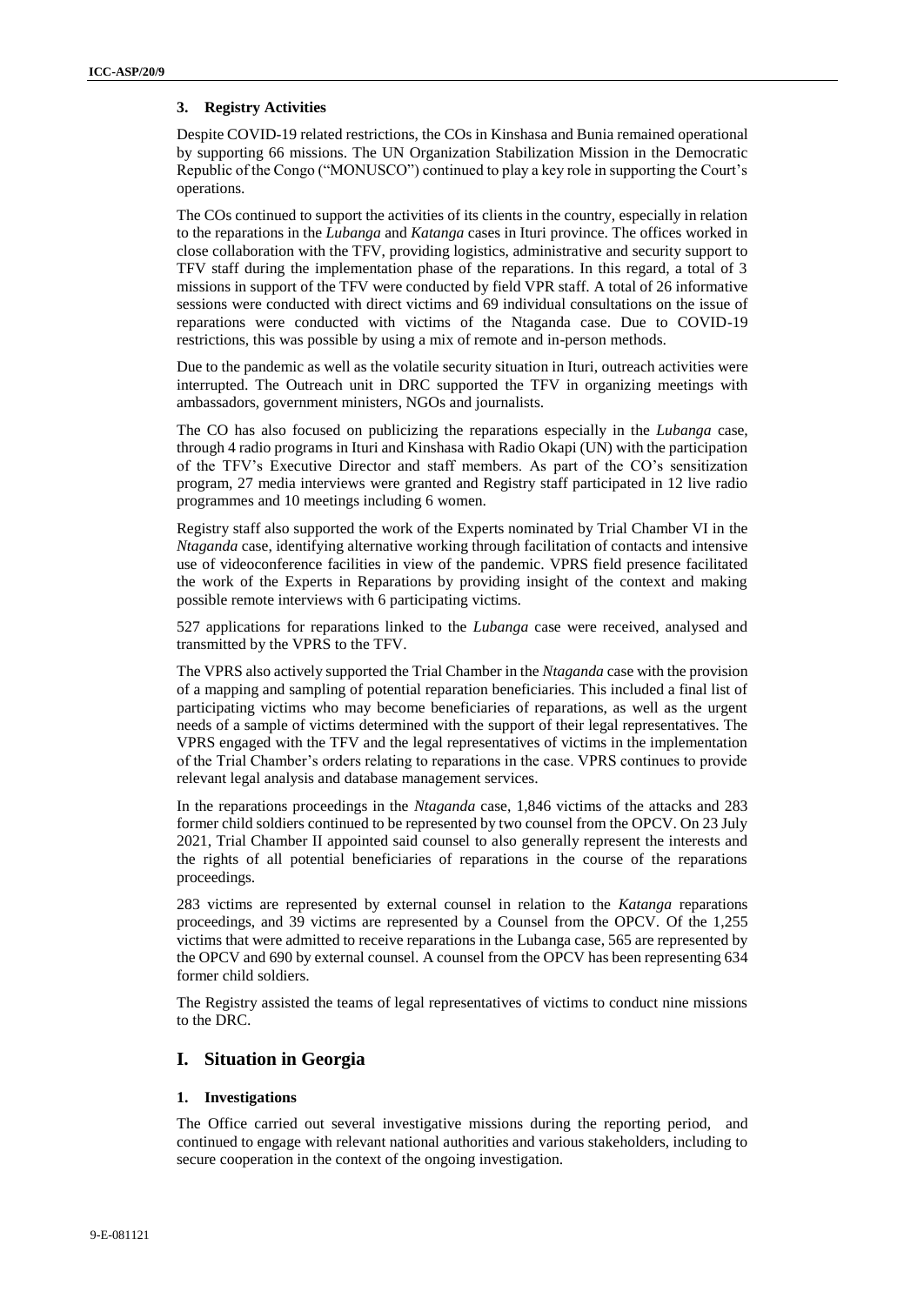### 3. Registry Activities

Despite COVID-19 related restrictions, the COs in Kinshasa and Bunia remained operational by supporting 66 missions. The UN Organization Stabilization Mission in the Democratic Republic of the Congo ("MONUSCO") continued to play a key role in supporting the Court's operations.

The COs continued to support the activities of its clients in the country, especially in relation to the reparations in the *Lubanga* and *Katanga* cases in Ituri province. The offices worked in close collaboration with the TFV, providing logistics, administrative and security support to TFV staff during the implementation phase of the reparations. In this regard, a total of 3 missions in support of the TFV were conducted by field VPR staff. A total of 26 informative sessions were conducted with direct victims and 69 individual consultations on the issue of reparations were conducted with victims of the Ntaganda case. Due to COVID-19 restrictions, this was possible by using a mix of remote and in-person methods.

Due to the pandemic as well as the volatile security situation in Ituri, outreach activities were interrupted. The Outreach unit in DRC supported the TFV in organizing meetings with ambassadors, government ministers, NGOs and journalists.

The CO has also focused on publicizing the reparations especially in the *Lubanga* case, through 4 radio programs in Ituri and Kinshasa with Radio Okapi (UN) with the participation of the TFV's Executive Director and staff members. As part of the CO's sensitization program, 27 media interviews were granted and Registry staff participated in 12 live radio programmes and 10 meetings including 6 women.

Registry staff also supported the work of the Experts nominated by Trial Chamber VI in the *Ntaganda* case, identifying alternative working through facilitation of contacts and intensive use of videoconference facilities in view of the pandemic. VPRS field presence facilitated the work of the Experts in Reparations by providing insight of the context and making possible remote interviews with 6 participating victims.

527 applications for reparations linked to the *Lubanga* case were received, analysed and transmitted by the VPRS to the TFV.

The VPRS also actively supported the Trial Chamber in the *Ntaganda* case with the provision of a mapping and sampling of potential reparation beneficiaries. This included a final list of participating victims who may become beneficiaries of reparations, as well as the urgent needs of a sample of victims determined with the support of their legal representatives. The VPRS engaged with the TFV and the legal representatives of victims in the implementation of the Trial Chamber's orders relating to reparations in the case. VPRS continues to provide relevant legal analysis and database management services.

In the reparations proceedings in the *Ntaganda* case, 1,846 victims of the attacks and 283 former child soldiers continued to be represented by two counsel from the OPCV. On 23 July 2021, Trial Chamber II appointed said counsel to also generally represent the interests and the rights of all potential beneficiaries of reparations in the course of the reparations proceedings.

283 victims are represented by external counsel in relation to the *Katanga* reparations proceedings, and 39 victims are represented by a Counsel from the OPCV. Of the 1,255 victims that were admitted to receive reparations in the Lubanga case, 565 are represented by the OPCV and 690 by external counsel. A counsel from the OPCV has been representing 634 former child soldiers.

The Registry assisted the teams of legal representatives of victims to conduct nine missions to the DRC.

## I. Situation in Georgia

### 1. Investigations

The Office carried out several investigative missions during the reporting period, and continued to engage with relevant national authorities and various stakeholders, including to secure cooperation in the context of the ongoing investigation.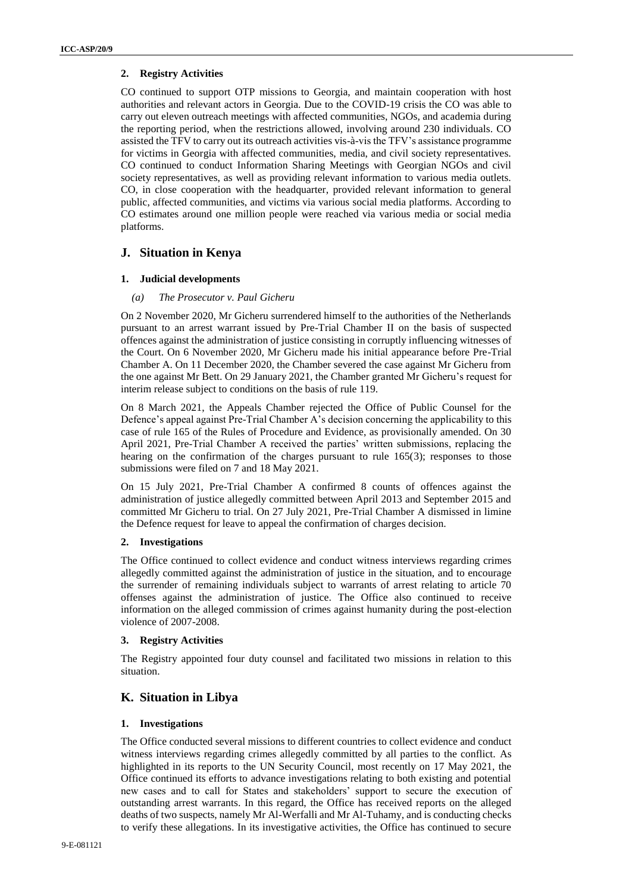### 2. Registry Activities

CO continued to support OTP missions to Georgia, and maintain cooperation with host authorities and relevant actors in Georgia. Due to the COVID-19 crisis the CO was able to carry out eleven outreach meetings with affected communities, NGOs, and academia during the reporting period, when the restrictions allowed, involving around 230 individuals. CO assisted the TFV to carry out its outreach activities vis-à-vis the TFV's assistance programme for victims in Georgia with affected communities, media, and civil society representatives. CO continued to conduct Information Sharing Meetings with Georgian NGOs and civil society representatives, as well as providing relevant information to various media outlets. CO, in close cooperation with the headquarter, provided relevant information to general public, affected communities, and victims via various social media platforms. According to CO estimates around one million people were reached via various media or social media platforms.

## J. Situation in Kenya

### 1. Judicial developments

#### *(a) The Prosecutor v. Paul Gicheru*

On 2 November 2020, Mr Gicheru surrendered himself to the authorities of the Netherlands pursuant to an arrest warrant issued by Pre-Trial Chamber II on the basis of suspected offences against the administration of justice consisting in corruptly influencing witnesses of the Court. On 6 November 2020, Mr Gicheru made his initial appearance before Pre-Trial Chamber A. On 11 December 2020, the Chamber severed the case against Mr Gicheru from the one against Mr Bett. On 29 January 2021, the Chamber granted Mr Gicheru's request for interim release subject to conditions on the basis of rule 119.

On 8 March 2021, the Appeals Chamber rejected the Office of Public Counsel for the Defence's appeal against Pre-Trial Chamber A's decision concerning the applicability to this case of rule 165 of the Rules of Procedure and Evidence, as provisionally amended. On 30 April 2021, Pre-Trial Chamber A received the parties' written submissions, replacing the hearing on the confirmation of the charges pursuant to rule 165(3); responses to those submissions were filed on 7 and 18 May 2021.

On 15 July 2021, Pre-Trial Chamber A confirmed 8 counts of offences against the administration of justice allegedly committed between April 2013 and September 2015 and committed Mr Gicheru to trial. On 27 July 2021, Pre-Trial Chamber A dismissed in limine the Defence request for leave to appeal the confirmation of charges decision.

### 2. Investigations

The Office continued to collect evidence and conduct witness interviews regarding crimes allegedly committed against the administration of justice in the situation, and to encourage the surrender of remaining individuals subject to warrants of arrest relating to article 70 offenses against the administration of justice. The Office also continued to receive information on the alleged commission of crimes against humanity during the post-election violence of 2007-2008.

### 3. Registry Activities

The Registry appointed four duty counsel and facilitated two missions in relation to this situation.

## K. Situation in Libya

### 1. Investigations

The Office conducted several missions to different countries to collect evidence and conduct witness interviews regarding crimes allegedly committed by all parties to the conflict. As highlighted in its reports to the UN Security Council, most recently on 17 May 2021, the Office continued its efforts to advance investigations relating to both existing and potential new cases and to call for States and stakeholders' support to secure the execution of outstanding arrest warrants. In this regard, the Office has received reports on the alleged deaths of two suspects, namely Mr Al-Werfalli and Mr Al-Tuhamy, and is conducting checks to verify these allegations. In its investigative activities, the Office has continued to secure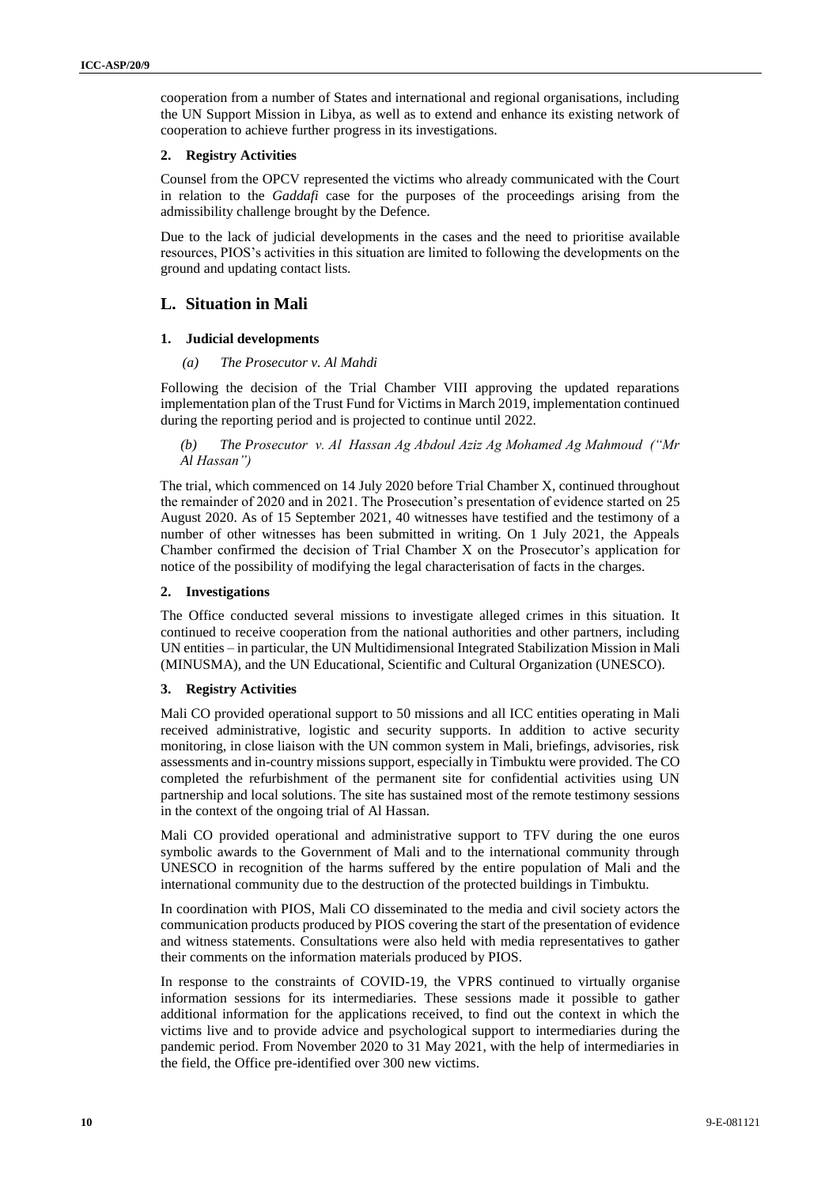cooperation from a number of States and international and regional organisations, including the UN Support Mission in Libya, as well as to extend and enhance its existing network of cooperation to achieve further progress in its investigations.

#### 2. Registry Activities

Counsel from the OPCV represented the victims who already communicated with the Court in relation to the *Gaddafi* case for the purposes of the proceedings arising from the admissibility challenge brought by the Defence.

Due to the lack of judicial developments in the cases and the need to prioritise available resources, PIOS's activities in this situation are limited to following the developments on the ground and updating contact lists.

## L. Situation in Mali

#### 1. Judicial developments

##### *(a) The Prosecutor v. Al Mahdi*

Following the decision of the Trial Chamber VIII approving the updated reparations implementation plan of the Trust Fund for Victims in March 2019, implementation continued during the reporting period and is projected to continue until 2022.

##### *(b) The Prosecutor v. Al Hassan Ag Abdoul Aziz Ag Mohamed Ag Mahmoud ("Mr Al Hassan")*

The trial, which commenced on 14 July 2020 before Trial Chamber X, continued throughout the remainder of 2020 and in 2021. The Prosecution's presentation of evidence started on 25 August 2020. As of 15 September 2021, 40 witnesses have testified and the testimony of a number of other witnesses has been submitted in writing. On 1 July 2021, the Appeals Chamber confirmed the decision of Trial Chamber X on the Prosecutor's application for notice of the possibility of modifying the legal characterisation of facts in the charges.

#### 2. Investigations

The Office conducted several missions to investigate alleged crimes in this situation. It continued to receive cooperation from the national authorities and other partners, including UN entities – in particular, the UN Multidimensional Integrated Stabilization Mission in Mali (MINUSMA), and the UN Educational, Scientific and Cultural Organization (UNESCO).

#### 3. Registry Activities

Mali CO provided operational support to 50 missions and all ICC entities operating in Mali received administrative, logistic and security supports. In addition to active security monitoring, in close liaison with the UN common system in Mali, briefings, advisories, risk assessments and in-country missions support, especially in Timbuktu were provided. The CO completed the refurbishment of the permanent site for confidential activities using UN partnership and local solutions. The site has sustained most of the remote testimony sessions in the context of the ongoing trial of Al Hassan.

Mali CO provided operational and administrative support to TFV during the one euros symbolic awards to the Government of Mali and to the international community through UNESCO in recognition of the harms suffered by the entire population of Mali and the international community due to the destruction of the protected buildings in Timbuktu.

In coordination with PIOS, Mali CO disseminated to the media and civil society actors the communication products produced by PIOS covering the start of the presentation of evidence and witness statements. Consultations were also held with media representatives to gather their comments on the information materials produced by PIOS.

In response to the constraints of COVID-19, the VPRS continued to virtually organise information sessions for its intermediaries. These sessions made it possible to gather additional information for the applications received, to find out the context in which the victims live and to provide advice and psychological support to intermediaries during the pandemic period. From November 2020 to 31 May 2021, with the help of intermediaries in the field, the Office pre-identified over 300 new victims.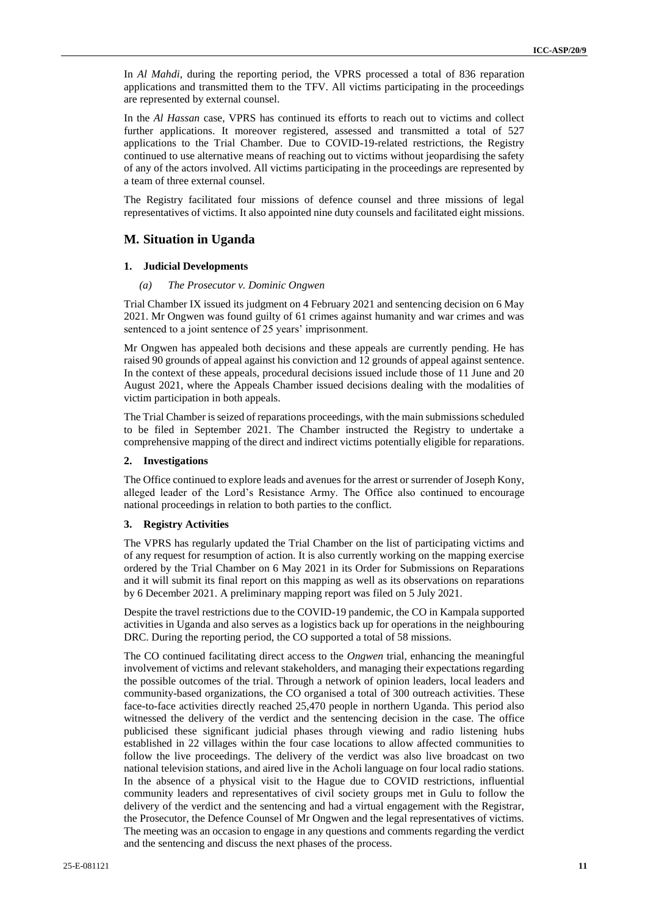In *Al Mahdi*, during the reporting period, the VPRS processed a total of 836 reparation applications and transmitted them to the TFV. All victims participating in the proceedings are represented by external counsel.

In the *Al Hassan* case, VPRS has continued its efforts to reach out to victims and collect further applications. It moreover registered, assessed and transmitted a total of 527 applications to the Trial Chamber. Due to COVID-19-related restrictions, the Registry continued to use alternative means of reaching out to victims without jeopardising the safety of any of the actors involved. All victims participating in the proceedings are represented by a team of three external counsel.

The Registry facilitated four missions of defence counsel and three missions of legal representatives of victims. It also appointed nine duty counsels and facilitated eight missions.

## M. Situation in Uganda

### 1. Judicial Developments

#### (a) *The Prosecutor v. Dominic Ongwen*

Trial Chamber IX issued its judgment on 4 February 2021 and sentencing decision on 6 May 2021. Mr Ongwen was found guilty of 61 crimes against humanity and war crimes and was sentenced to a joint sentence of 25 years' imprisonment.

Mr Ongwen has appealed both decisions and these appeals are currently pending. He has raised 90 grounds of appeal against his conviction and 12 grounds of appeal against sentence. In the context of these appeals, procedural decisions issued include those of 11 June and 20 August 2021, where the Appeals Chamber issued decisions dealing with the modalities of victim participation in both appeals.

The Trial Chamber is seized of reparations proceedings, with the main submissions scheduled to be filed in September 2021. The Chamber instructed the Registry to undertake a comprehensive mapping of the direct and indirect victims potentially eligible for reparations.

### 2. Investigations

The Office continued to explore leads and avenues for the arrest or surrender of Joseph Kony, alleged leader of the Lord's Resistance Army. The Office also continued to encourage national proceedings in relation to both parties to the conflict.

### 3. Registry Activities

The VPRS has regularly updated the Trial Chamber on the list of participating victims and of any request for resumption of action. It is also currently working on the mapping exercise ordered by the Trial Chamber on 6 May 2021 in its Order for Submissions on Reparations and it will submit its final report on this mapping as well as its observations on reparations by 6 December 2021. A preliminary mapping report was filed on 5 July 2021.

Despite the travel restrictions due to the COVID-19 pandemic, the CO in Kampala supported activities in Uganda and also serves as a logistics back up for operations in the neighbouring DRC. During the reporting period, the CO supported a total of 58 missions.

The CO continued facilitating direct access to the *Ongwen* trial, enhancing the meaningful involvement of victims and relevant stakeholders, and managing their expectations regarding the possible outcomes of the trial. Through a network of opinion leaders, local leaders and community-based organizations, the CO organised a total of 300 outreach activities. These face-to-face activities directly reached 25,470 people in northern Uganda. This period also witnessed the delivery of the verdict and the sentencing decision in the case. The office publicised these significant judicial phases through viewing and radio listening hubs established in 22 villages within the four case locations to allow affected communities to follow the live proceedings. The delivery of the verdict was also live broadcast on two national television stations, and aired live in the Acholi language on four local radio stations. In the absence of a physical visit to the Hague due to COVID restrictions, influential community leaders and representatives of civil society groups met in Gulu to follow the delivery of the verdict and the sentencing and had a virtual engagement with the Registrar, the Prosecutor, the Defence Counsel of Mr Ongwen and the legal representatives of victims. The meeting was an occasion to engage in any questions and comments regarding the verdict and the sentencing and discuss the next phases of the process.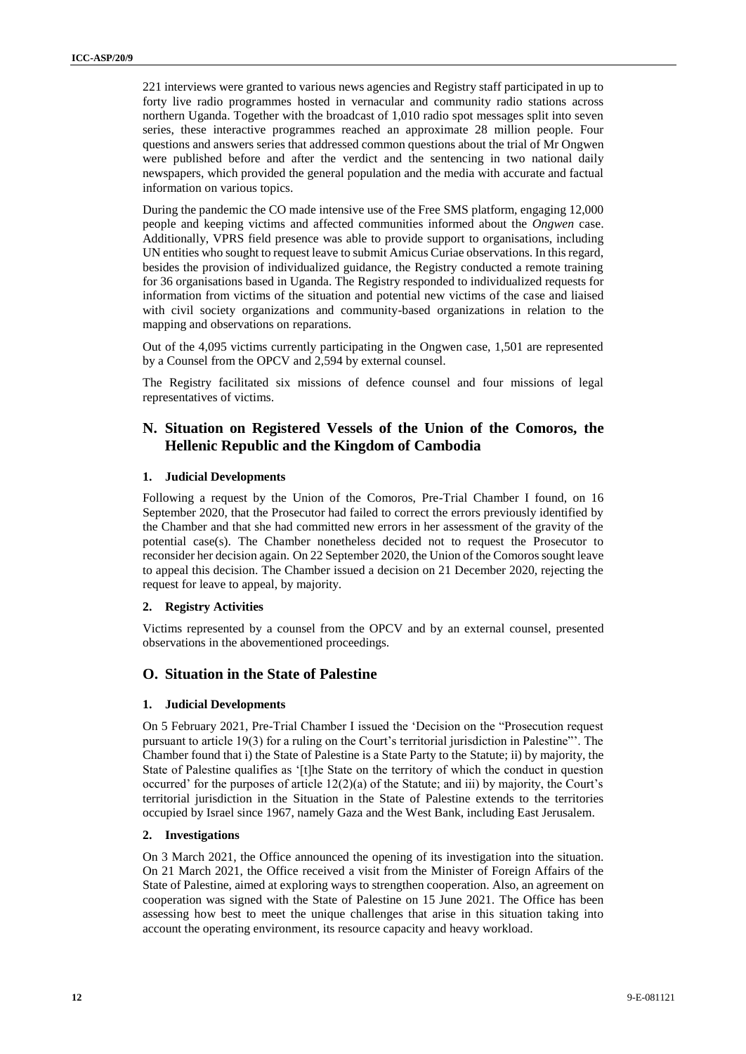221 interviews were granted to various news agencies and Registry staff participated in up to forty live radio programmes hosted in vernacular and community radio stations across northern Uganda. Together with the broadcast of 1,010 radio spot messages split into seven series, these interactive programmes reached an approximate 28 million people. Four questions and answers series that addressed common questions about the trial of Mr Ongwen were published before and after the verdict and the sentencing in two national daily newspapers, which provided the general population and the media with accurate and factual information on various topics.

During the pandemic the CO made intensive use of the Free SMS platform, engaging 12,000 people and keeping victims and affected communities informed about the *Ongwen* case. Additionally, VPRS field presence was able to provide support to organisations, including UN entities who sought to request leave to submit Amicus Curiae observations. In this regard, besides the provision of individualized guidance, the Registry conducted a remote training for 36 organisations based in Uganda. The Registry responded to individualized requests for information from victims of the situation and potential new victims of the case and liaised with civil society organizations and community-based organizations in relation to the mapping and observations on reparations.

Out of the 4,095 victims currently participating in the Ongwen case, 1,501 are represented by a Counsel from the OPCV and 2,594 by external counsel.

The Registry facilitated six missions of defence counsel and four missions of legal representatives of victims.

## N. Situation on Registered Vessels of the Union of the Comoros, the Hellenic Republic and the Kingdom of Cambodia

### 1. Judicial Developments

Following a request by the Union of the Comoros, Pre-Trial Chamber I found, on 16 September 2020, that the Prosecutor had failed to correct the errors previously identified by the Chamber and that she had committed new errors in her assessment of the gravity of the potential case(s). The Chamber nonetheless decided not to request the Prosecutor to reconsider her decision again. On 22 September 2020, the Union of the Comoros sought leave to appeal this decision. The Chamber issued a decision on 21 December 2020, rejecting the request for leave to appeal, by majority.

### 2. Registry Activities

Victims represented by a counsel from the OPCV and by an external counsel, presented observations in the abovementioned proceedings.

## O. Situation in the State of Palestine

### 1. Judicial Developments

On 5 February 2021, Pre-Trial Chamber I issued the 'Decision on the "Prosecution request pursuant to article 19(3) for a ruling on the Court's territorial jurisdiction in Palestine"'. The Chamber found that i) the State of Palestine is a State Party to the Statute; ii) by majority, the State of Palestine qualifies as '[t]he State on the territory of which the conduct in question occurred' for the purposes of article 12(2)(a) of the Statute; and iii) by majority, the Court's territorial jurisdiction in the Situation in the State of Palestine extends to the territories occupied by Israel since 1967, namely Gaza and the West Bank, including East Jerusalem.

### 2. Investigations

On 3 March 2021, the Office announced the opening of its investigation into the situation. On 21 March 2021, the Office received a visit from the Minister of Foreign Affairs of the State of Palestine, aimed at exploring ways to strengthen cooperation. Also, an agreement on cooperation was signed with the State of Palestine on 15 June 2021. The Office has been assessing how best to meet the unique challenges that arise in this situation taking into account the operating environment, its resource capacity and heavy workload.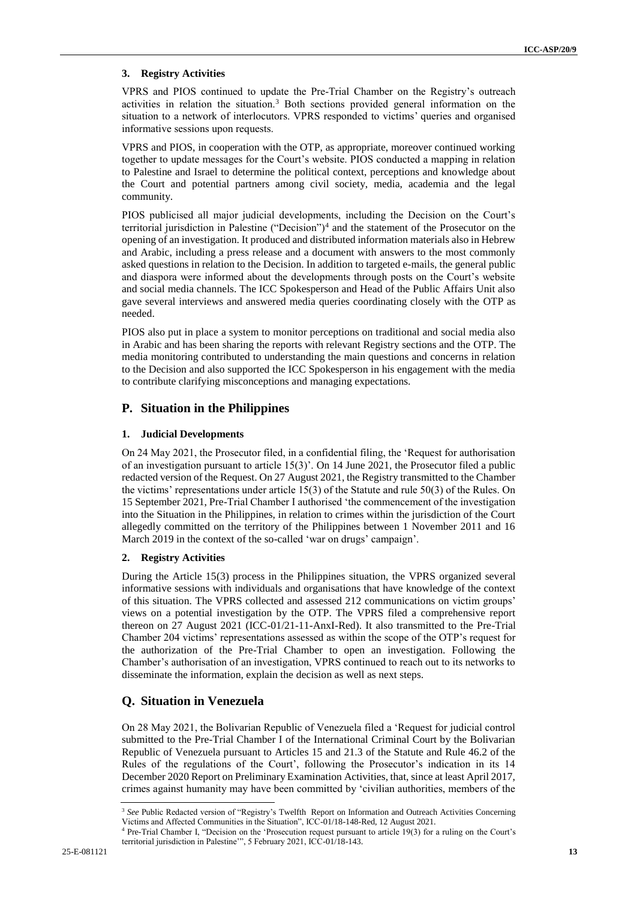### 3. Registry Activities

VPRS and PIOS continued to update the Pre-Trial Chamber on the Registry's outreach activities in relation the situation.[3] Both sections provided general information on the situation to a network of interlocutors. VPRS responded to victims' queries and organised informative sessions upon requests.

VPRS and PIOS, in cooperation with the OTP, as appropriate, moreover continued working together to update messages for the Court's website. PIOS conducted a mapping in relation to Palestine and Israel to determine the political context, perceptions and knowledge about the Court and potential partners among civil society, media, academia and the legal community.

PIOS publicised all major judicial developments, including the Decision on the Court's territorial jurisdiction in Palestine ("Decision")[4] and the statement of the Prosecutor on the opening of an investigation. It produced and distributed information materials also in Hebrew and Arabic, including a press release and a document with answers to the most commonly asked questions in relation to the Decision. In addition to targeted e-mails, the general public and diaspora were informed about the developments through posts on the Court's website and social media channels. The ICC Spokesperson and Head of the Public Affairs Unit also gave several interviews and answered media queries coordinating closely with the OTP as needed.

PIOS also put in place a system to monitor perceptions on traditional and social media also in Arabic and has been sharing the reports with relevant Registry sections and the OTP. The media monitoring contributed to understanding the main questions and concerns in relation to the Decision and also supported the ICC Spokesperson in his engagement with the media to contribute clarifying misconceptions and managing expectations.

## P. Situation in the Philippines

### 1. Judicial Developments

On 24 May 2021, the Prosecutor filed, in a confidential filing, the 'Request for authorisation of an investigation pursuant to article 15(3)'. On 14 June 2021, the Prosecutor filed a public redacted version of the Request. On 27 August 2021, the Registry transmitted to the Chamber the victims' representations under article 15(3) of the Statute and rule 50(3) of the Rules. On 15 September 2021, Pre-Trial Chamber I authorised 'the commencement of the investigation into the Situation in the Philippines, in relation to crimes within the jurisdiction of the Court allegedly committed on the territory of the Philippines between 1 November 2011 and 16 March 2019 in the context of the so-called 'war on drugs' campaign'.

### 2. Registry Activities

During the Article 15(3) process in the Philippines situation, the VPRS organized several informative sessions with individuals and organisations that have knowledge of the context of this situation. The VPRS collected and assessed 212 communications on victim groups' views on a potential investigation by the OTP. The VPRS filed a comprehensive report thereon on 27 August 2021 (ICC-01/21-11-AnxI-Red). It also transmitted to the Pre-Trial Chamber 204 victims' representations assessed as within the scope of the OTP's request for the authorization of the Pre-Trial Chamber to open an investigation. Following the Chamber's authorisation of an investigation, VPRS continued to reach out to its networks to disseminate the information, explain the decision as well as next steps.

## Q. Situation in Venezuela

On 28 May 2021, the Bolivarian Republic of Venezuela filed a 'Request for judicial control submitted to the Pre-Trial Chamber I of the International Criminal Court by the Bolivarian Republic of Venezuela pursuant to Articles 15 and 21.3 of the Statute and Rule 46.2 of the Rules of the regulations of the Court', following the Prosecutor's indication in its 14 December 2020 Report on Preliminary Examination Activities, that, since at least April 2017, crimes against humanity may have been committed by 'civilian authorities, members of the

---

[3] *See* Public Redacted version of "Registry's Twelfth Report on Information and Outreach Activities Concerning Victims and Affected Communities in the Situation", ICC-01/18-148-Red, 12 August 2021.

[4] Pre-Trial Chamber I, "Decision on the 'Prosecution request pursuant to article 19(3) for a ruling on the Court's territorial jurisdiction in Palestine'", 5 February 2021, ICC-01/18-143.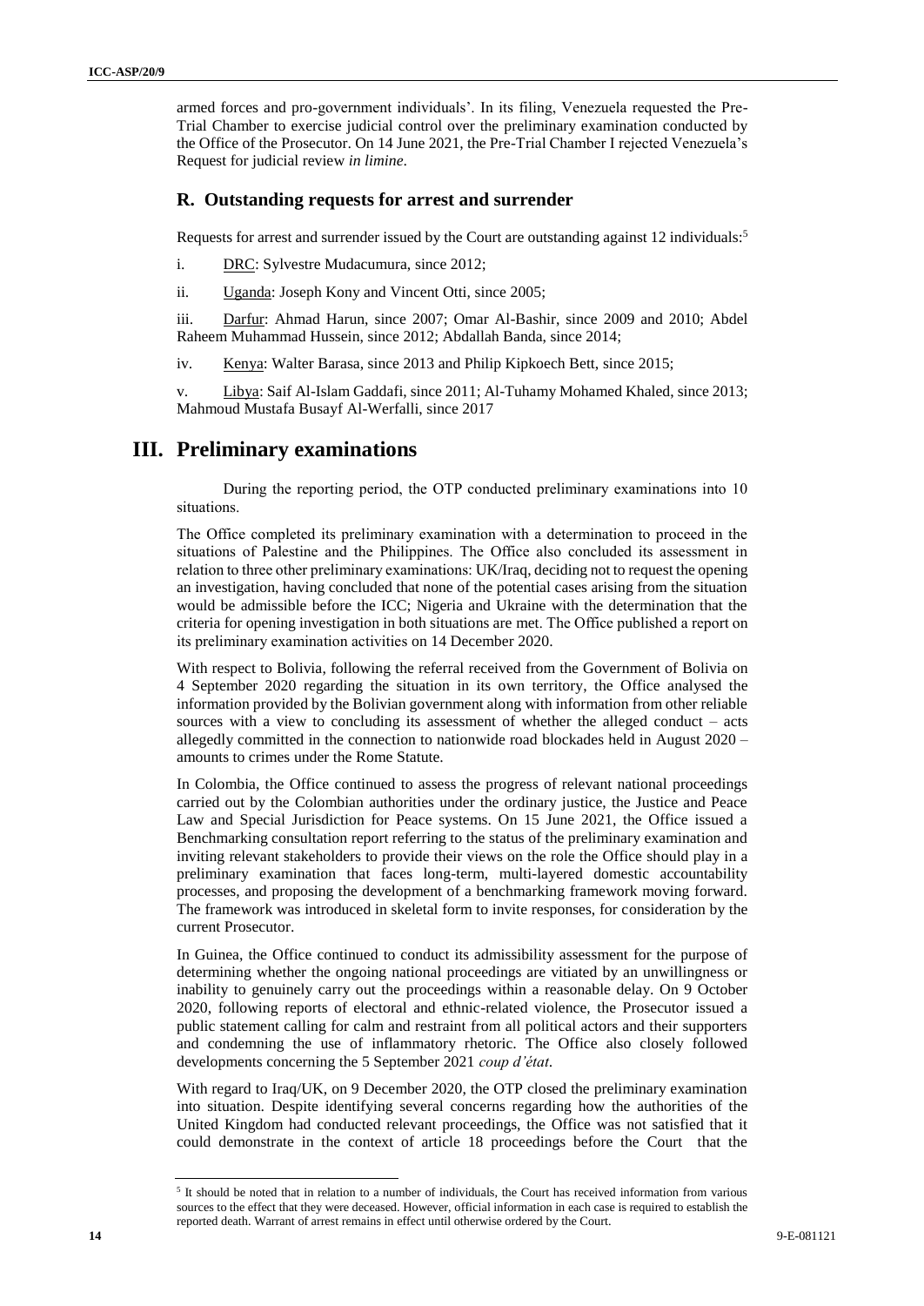armed forces and pro-government individuals'. In its filing, Venezuela requested the Pre-Trial Chamber to exercise judicial control over the preliminary examination conducted by the Office of the Prosecutor. On 14 June 2021, the Pre-Trial Chamber I rejected Venezuela's Request for judicial review *in limine*.

## R. Outstanding requests for arrest and surrender

Requests for arrest and surrender issued by the Court are outstanding against 12 individuals:[5]

i. DRC: Sylvestre Mudacumura, since 2012;

ii. Uganda: Joseph Kony and Vincent Otti, since 2005;

iii. Darfur: Ahmad Harun, since 2007; Omar Al-Bashir, since 2009 and 2010; Abdel Raheem Muhammad Hussein, since 2012; Abdallah Banda, since 2014;

iv. Kenya: Walter Barasa, since 2013 and Philip Kipkoech Bett, since 2015;

v. Libya: Saif Al-Islam Gaddafi, since 2011; Al-Tuhamy Mohamed Khaled, since 2013; Mahmoud Mustafa Busayf Al-Werfalli, since 2017

# III. Preliminary examinations

During the reporting period, the OTP conducted preliminary examinations into 10 situations.

The Office completed its preliminary examination with a determination to proceed in the situations of Palestine and the Philippines. The Office also concluded its assessment in relation to three other preliminary examinations: UK/Iraq, deciding not to request the opening an investigation, having concluded that none of the potential cases arising from the situation would be admissible before the ICC; Nigeria and Ukraine with the determination that the criteria for opening investigation in both situations are met. The Office published a report on its preliminary examination activities on 14 December 2020.

With respect to Bolivia, following the referral received from the Government of Bolivia on 4 September 2020 regarding the situation in its own territory, the Office analysed the information provided by the Bolivian government along with information from other reliable sources with a view to concluding its assessment of whether the alleged conduct – acts allegedly committed in the connection to nationwide road blockades held in August 2020 – amounts to crimes under the Rome Statute.

In Colombia, the Office continued to assess the progress of relevant national proceedings carried out by the Colombian authorities under the ordinary justice, the Justice and Peace Law and Special Jurisdiction for Peace systems. On 15 June 2021, the Office issued a Benchmarking consultation report referring to the status of the preliminary examination and inviting relevant stakeholders to provide their views on the role the Office should play in a preliminary examination that faces long-term, multi-layered domestic accountability processes, and proposing the development of a benchmarking framework moving forward. The framework was introduced in skeletal form to invite responses, for consideration by the current Prosecutor.

In Guinea, the Office continued to conduct its admissibility assessment for the purpose of determining whether the ongoing national proceedings are vitiated by an unwillingness or inability to genuinely carry out the proceedings within a reasonable delay. On 9 October 2020, following reports of electoral and ethnic-related violence, the Prosecutor issued a public statement calling for calm and restraint from all political actors and their supporters and condemning the use of inflammatory rhetoric. The Office also closely followed developments concerning the 5 September 2021 *coup d'état*.

With regard to Iraq/UK, on 9 December 2020, the OTP closed the preliminary examination into situation. Despite identifying several concerns regarding how the authorities of the United Kingdom had conducted relevant proceedings, the Office was not satisfied that it could demonstrate in the context of article 18 proceedings before the Court that the

[5] It should be noted that in relation to a number of individuals, the Court has received information from various sources to the effect that they were deceased. However, official information in each case is required to establish the reported death. Warrant of arrest remains in effect until otherwise ordered by the Court.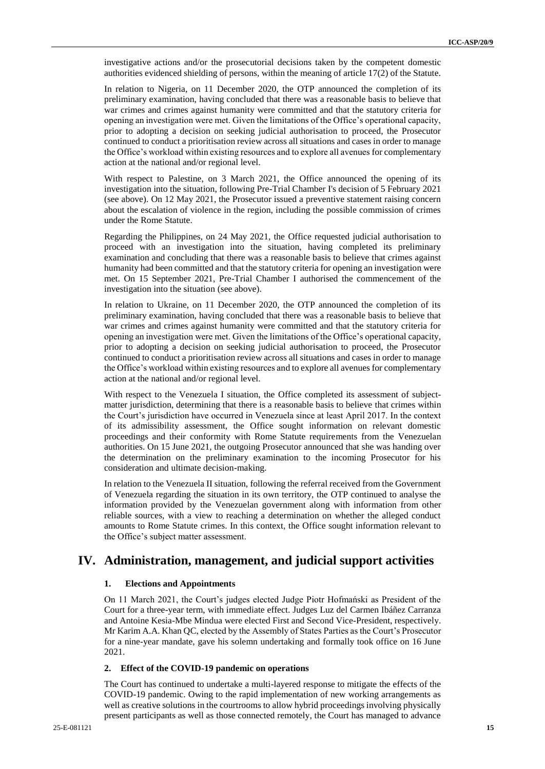investigative actions and/or the prosecutorial decisions taken by the competent domestic authorities evidenced shielding of persons, within the meaning of article 17(2) of the Statute.

In relation to Nigeria, on 11 December 2020, the OTP announced the completion of its preliminary examination, having concluded that there was a reasonable basis to believe that war crimes and crimes against humanity were committed and that the statutory criteria for opening an investigation were met. Given the limitations of the Office's operational capacity, prior to adopting a decision on seeking judicial authorisation to proceed, the Prosecutor continued to conduct a prioritisation review across all situations and cases in order to manage the Office's workload within existing resources and to explore all avenues for complementary action at the national and/or regional level.

With respect to Palestine, on 3 March 2021, the Office announced the opening of its investigation into the situation, following Pre-Trial Chamber I's decision of 5 February 2021 (see above). On 12 May 2021, the Prosecutor issued a preventive statement raising concern about the escalation of violence in the region, including the possible commission of crimes under the Rome Statute.

Regarding the Philippines, on 24 May 2021, the Office requested judicial authorisation to proceed with an investigation into the situation, having completed its preliminary examination and concluding that there was a reasonable basis to believe that crimes against humanity had been committed and that the statutory criteria for opening an investigation were met. On 15 September 2021, Pre-Trial Chamber I authorised the commencement of the investigation into the situation (see above).

In relation to Ukraine, on 11 December 2020, the OTP announced the completion of its preliminary examination, having concluded that there was a reasonable basis to believe that war crimes and crimes against humanity were committed and that the statutory criteria for opening an investigation were met. Given the limitations of the Office's operational capacity, prior to adopting a decision on seeking judicial authorisation to proceed, the Prosecutor continued to conduct a prioritisation review across all situations and cases in order to manage the Office's workload within existing resources and to explore all avenues for complementary action at the national and/or regional level.

With respect to the Venezuela I situation, the Office completed its assessment of subject-matter jurisdiction, determining that there is a reasonable basis to believe that crimes within the Court's jurisdiction have occurred in Venezuela since at least April 2017. In the context of its admissibility assessment, the Office sought information on relevant domestic proceedings and their conformity with Rome Statute requirements from the Venezuelan authorities. On 15 June 2021, the outgoing Prosecutor announced that she was handing over the determination on the preliminary examination to the incoming Prosecutor for his consideration and ultimate decision-making.

In relation to the Venezuela II situation, following the referral received from the Government of Venezuela regarding the situation in its own territory, the OTP continued to analyse the information provided by the Venezuelan government along with information from other reliable sources, with a view to reaching a determination on whether the alleged conduct amounts to Rome Statute crimes. In this context, the Office sought information relevant to the Office's subject matter assessment.

# IV. Administration, management, and judicial support activities

### 1. Elections and Appointments

On 11 March 2021, the Court's judges elected Judge Piotr Hofmański as President of the Court for a three-year term, with immediate effect. Judges Luz del Carmen Ibáñez Carranza and Antoine Kesia-Mbe Mindua were elected First and Second Vice-President, respectively. Mr Karim A.A. Khan QC, elected by the Assembly of States Parties as the Court's Prosecutor for a nine-year mandate, gave his solemn undertaking and formally took office on 16 June 2021.

### 2. Effect of the COVID-19 pandemic on operations

The Court has continued to undertake a multi-layered response to mitigate the effects of the COVID-19 pandemic. Owing to the rapid implementation of new working arrangements as well as creative solutions in the courtrooms to allow hybrid proceedings involving physically present participants as well as those connected remotely, the Court has managed to advance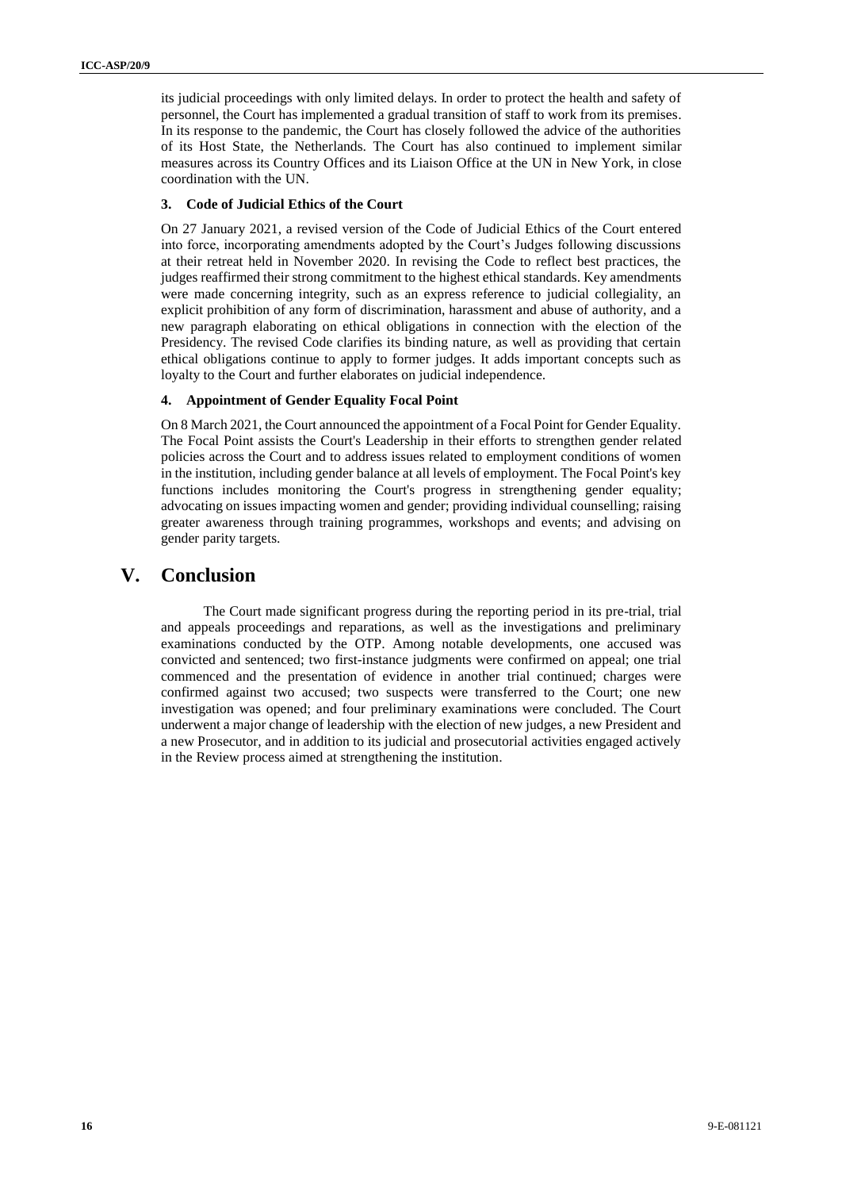its judicial proceedings with only limited delays. In order to protect the health and safety of personnel, the Court has implemented a gradual transition of staff to work from its premises. In its response to the pandemic, the Court has closely followed the advice of the authorities of its Host State, the Netherlands. The Court has also continued to implement similar measures across its Country Offices and its Liaison Office at the UN in New York, in close coordination with the UN.

### 3. Code of Judicial Ethics of the Court

On 27 January 2021, a revised version of the Code of Judicial Ethics of the Court entered into force, incorporating amendments adopted by the Court's Judges following discussions at their retreat held in November 2020. In revising the Code to reflect best practices, the judges reaffirmed their strong commitment to the highest ethical standards. Key amendments were made concerning integrity, such as an express reference to judicial collegiality, an explicit prohibition of any form of discrimination, harassment and abuse of authority, and a new paragraph elaborating on ethical obligations in connection with the election of the Presidency. The revised Code clarifies its binding nature, as well as providing that certain ethical obligations continue to apply to former judges. It adds important concepts such as loyalty to the Court and further elaborates on judicial independence.

### 4. Appointment of Gender Equality Focal Point

On 8 March 2021, the Court announced the appointment of a Focal Point for Gender Equality. The Focal Point assists the Court's Leadership in their efforts to strengthen gender related policies across the Court and to address issues related to employment conditions of women in the institution, including gender balance at all levels of employment. The Focal Point's key functions includes monitoring the Court's progress in strengthening gender equality; advocating on issues impacting women and gender; providing individual counselling; raising greater awareness through training programmes, workshops and events; and advising on gender parity targets.

## V. Conclusion

The Court made significant progress during the reporting period in its pre-trial, trial and appeals proceedings and reparations, as well as the investigations and preliminary examinations conducted by the OTP. Among notable developments, one accused was convicted and sentenced; two first-instance judgments were confirmed on appeal; one trial commenced and the presentation of evidence in another trial continued; charges were confirmed against two accused; two suspects were transferred to the Court; one new investigation was opened; and four preliminary examinations were concluded. The Court underwent a major change of leadership with the election of new judges, a new President and a new Prosecutor, and in addition to its judicial and prosecutorial activities engaged actively in the Review process aimed at strengthening the institution.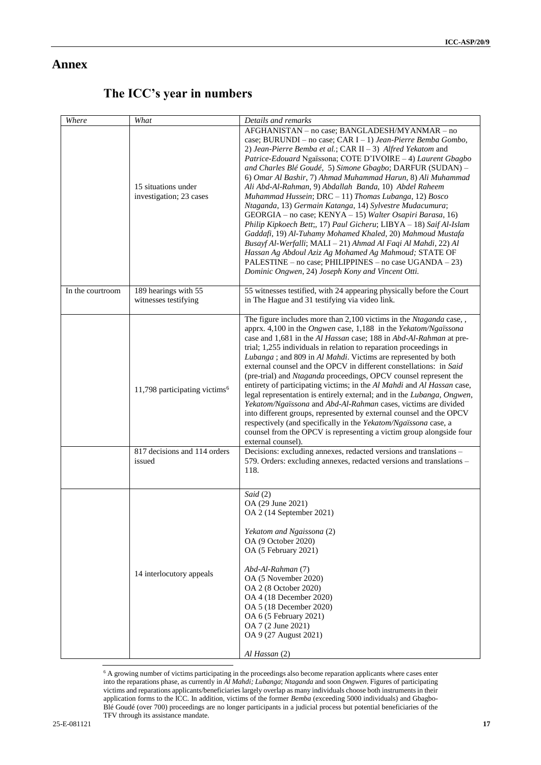# Annex

## The ICC's year in numbers

| *Where* | *What* | *Details and remarks* |
|---|---|---|
| | 15 situations under investigation; 23 cases | AFGHANISTAN – no case; BANGLADESH/MYANMAR – no case; BURUNDI – no case; CAR I – 1) *Jean-Pierre Bemba Gombo*, 2) *Jean-Pierre Bemba et al.*; CAR II – 3) *Alfred Yekatom* and *Patrice-Edouard* Ngaïssona; COTE D'IVOIRE – 4) *Laurent Gbagbo and Charles Blé Goudé*, 5) *Simone Gbagbo*; DARFUR (SUDAN) – 6) *Omar Al Bashir*, 7) *Ahmad Muhammad Harun*, 8) *Ali Muhammad Ali Abd-Al-Rahman*, 9) *Abdallah Banda*, 10) *Abdel Raheem Muhammad Hussein*; DRC – 11) *Thomas Lubanga*, 12) *Bosco Ntaganda*, 13) *Germain Katanga*, 14) *Sylvestre Mudacumura*; GEORGIA – no case; KENYA – 15) *Walter Osapiri Barasa*, 16) *Philip Kipkoech Bett*;, 17) *Paul Gicheru*; LIBYA – 18) *Saif Al-Islam Gaddafi*, 19) *Al-Tuhamy Mohamed Khaled*, 20) *Mahmoud Mustafa Busayf Al-Werfalli*; MALI – 21) *Ahmad Al Faqi Al Mahdi*, 22) *Al Hassan Ag Abdoul Aziz Ag Mohamed Ag Mahmoud;* STATE OF PALESTINE – no case; PHILIPPINES – no case UGANDA – 23) *Dominic Ongwen*, 24) *Joseph Kony and Vincent Otti.* |
| In the courtroom | 189 hearings with 55 witnesses testifying | 55 witnesses testified, with 24 appearing physically before the Court in The Hague and 31 testifying via video link. |
| | 11,798 participating victims[6] | The figure includes more than 2,100 victims in the *Ntaganda* case, , apprx. 4,100 in the *Ongwen* case, 1,188 in the *Yekatom/Ngaïssona* case and 1,681 in the *Al Hassan* case; 188 in *Abd-Al-Rahman* at pre-trial; 1,255 individuals in relation to reparation proceedings in *Lubanga* ; and 809 in *Al Mahdi*. Victims are represented by both external counsel and the OPCV in different constellations: in *Said* (pre-trial) and *Ntaganda* proceedings, OPCV counsel represent the entirety of participating victims; in the *Al Mahdi* and *Al Hassan* case, legal representation is entirely external; and in the *Lubanga, Ongwen, Yekatom/Ngaïssona* and *Abd-Al-Rahman* cases, victims are divided into different groups, represented by external counsel and the OPCV respectively (and specifically in the *Yekatom/Ngaïssona* case, a counsel from the OPCV is representing a victim group alongside four external counsel). |
| | 817 decisions and 114 orders issued | Decisions: excluding annexes, redacted versions and translations – 579. Orders: excluding annexes, redacted versions and translations – 118. |
| | 14 interlocutory appeals | *Said* (2)<br>OA (29 June 2021)<br>OA 2 (14 September 2021)<br><br>*Yekatom and Ngaissona* (2)<br>OA (9 October 2020)<br>OA (5 February 2021)<br><br>*Abd-Al-Rahman* (7)<br>OA (5 November 2020)<br>OA 2 (8 October 2020)<br>OA 4 (18 December 2020)<br>OA 5 (18 December 2020)<br>OA 6 (5 February 2021)<br>OA 7 (2 June 2021)<br>OA 9 (27 August 2021)<br><br>*Al Hassan* (2) |

[6] A growing number of victims participating in the proceedings also become reparation applicants where cases enter into the reparations phase, as currently in *Al Mahdi; Lubanga*; *Ntaganda* and soon *Ongwen*. Figures of participating victims and reparations applicants/beneficiaries largely overlap as many individuals choose both instruments in their application forms to the ICC. In addition, victims of the former *Bemba* (exceeding 5000 individuals) and Gbagbo-Blé Goudé (over 700) proceedings are no longer participants in a judicial process but potential beneficiaries of the TFV through its assistance mandate.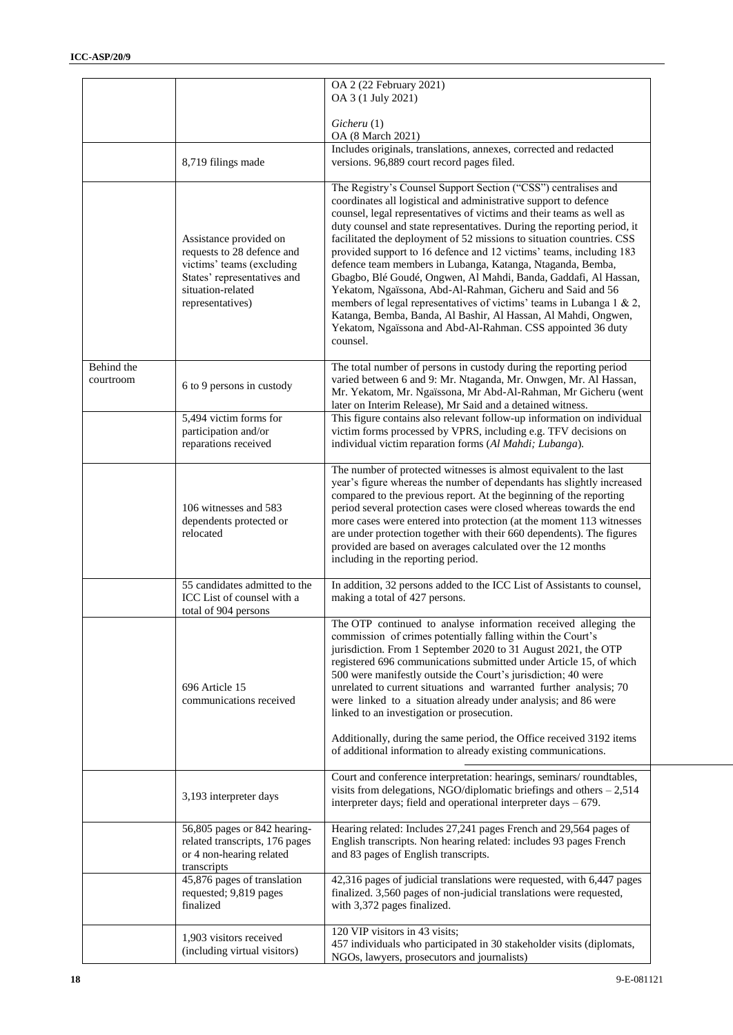| | | |
|---|---|---|
| | | OA 2 (22 February 2021)<br>OA 3 (1 July 2021)<br><br>*Gicheru* (1)<br>OA (8 March 2021) |
| | 8,719 filings made | Includes originals, translations, annexes, corrected and redacted versions. 96,889 court record pages filed. |
| | Assistance provided on requests to 28 defence and victims' teams (excluding States' representatives and situation-related representatives) | The Registry's Counsel Support Section ("CSS") centralises and coordinates all logistical and administrative support to defence counsel, legal representatives of victims and their teams as well as duty counsel and state representatives. During the reporting period, it facilitated the deployment of 52 missions to situation countries. CSS provided support to 16 defence and 12 victims' teams, including 183 defence team members in Lubanga, Katanga, Ntaganda, Bemba, Gbagbo, Blé Goudé, Ongwen, Al Mahdi, Banda, Gaddafi, Al Hassan, Yekatom, Ngaïssona, Abd-Al-Rahman, Gicheru and Said and 56 members of legal representatives of victims' teams in Lubanga 1 & 2, Katanga, Bemba, Banda, Al Bashir, Al Hassan, Al Mahdi, Ongwen, Yekatom, Ngaïssona and Abd-Al-Rahman. CSS appointed 36 duty counsel. |
| Behind the courtroom | 6 to 9 persons in custody | The total number of persons in custody during the reporting period varied between 6 and 9: Mr. Ntaganda, Mr. Onwgen, Mr. Al Hassan, Mr. Yekatom, Mr. Ngaïssona, Mr Abd-Al-Rahman, Mr Gicheru (went later on Interim Release), Mr Said and a detained witness. |
| | 5,494 victim forms for participation and/or reparations received | This figure contains also relevant follow-up information on individual victim forms processed by VPRS, including e.g. TFV decisions on individual victim reparation forms (*Al Mahdi; Lubanga*). |
| | 106 witnesses and 583 dependents protected or relocated | The number of protected witnesses is almost equivalent to the last year's figure whereas the number of dependants has slightly increased compared to the previous report. At the beginning of the reporting period several protection cases were closed whereas towards the end more cases were entered into protection (at the moment 113 witnesses are under protection together with their 660 dependents). The figures provided are based on averages calculated over the 12 months including in the reporting period. |
| | 55 candidates admitted to the ICC List of counsel with a total of 904 persons | In addition, 32 persons added to the ICC List of Assistants to counsel, making a total of 427 persons. |
| | 696 Article 15 communications received | The OTP continued to analyse information received alleging the commission of crimes potentially falling within the Court's jurisdiction. From 1 September 2020 to 31 August 2021, the OTP registered 696 communications submitted under Article 15, of which 500 were manifestly outside the Court's jurisdiction; 40 were unrelated to current situations and warranted further analysis; 70 were linked to a situation already under analysis; and 86 were linked to an investigation or prosecution.<br><br>Additionally, during the same period, the Office received 3192 items of additional information to already existing communications. |
| | 3,193 interpreter days | Court and conference interpretation: hearings, seminars/ roundtables, visits from delegations, NGO/diplomatic briefings and others – 2,514 interpreter days; field and operational interpreter days – 679. |
| | 56,805 pages or 842 hearing-related transcripts, 176 pages or 4 non-hearing related transcripts | Hearing related: Includes 27,241 pages French and 29,564 pages of English transcripts. Non hearing related: includes 93 pages French and 83 pages of English transcripts. |
| | 45,876 pages of translation requested; 9,819 pages finalized | 42,316 pages of judicial translations were requested, with 6,447 pages finalized. 3,560 pages of non-judicial translations were requested, with 3,372 pages finalized. |
| | 1,903 visitors received (including virtual visitors) | 120 VIP visitors in 43 visits;<br>457 individuals who participated in 30 stakeholder visits (diplomats, NGOs, lawyers, prosecutors and journalists) |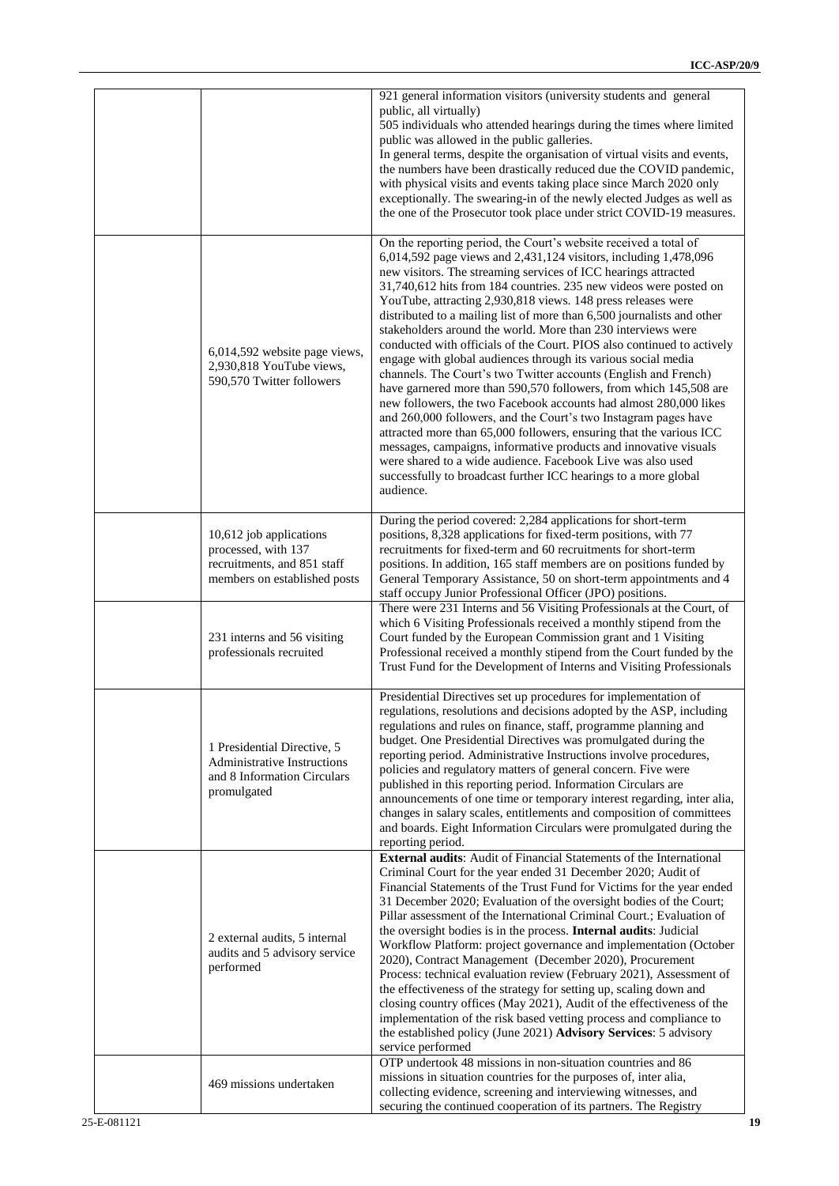| | | |
|---|---|---|
| | | 921 general information visitors (university students and general public, all virtually)<br>505 individuals who attended hearings during the times where limited public was allowed in the public galleries.<br>In general terms, despite the organisation of virtual visits and events, the numbers have been drastically reduced due the COVID pandemic, with physical visits and events taking place since March 2020 only exceptionally. The swearing-in of the newly elected Judges as well as the one of the Prosecutor took place under strict COVID-19 measures. |
| | 6,014,592 website page views, 2,930,818 YouTube views, 590,570 Twitter followers | On the reporting period, the Court's website received a total of 6,014,592 page views and 2,431,124 visitors, including 1,478,096 new visitors. The streaming services of ICC hearings attracted 31,740,612 hits from 184 countries. 235 new videos were posted on YouTube, attracting 2,930,818 views. 148 press releases were distributed to a mailing list of more than 6,500 journalists and other stakeholders around the world. More than 230 interviews were conducted with officials of the Court. PIOS also continued to actively engage with global audiences through its various social media channels. The Court's two Twitter accounts (English and French) have garnered more than 590,570 followers, from which 145,508 are new followers, the two Facebook accounts had almost 280,000 likes and 260,000 followers, and the Court's two Instagram pages have attracted more than 65,000 followers, ensuring that the various ICC messages, campaigns, informative products and innovative visuals were shared to a wide audience. Facebook Live was also used successfully to broadcast further ICC hearings to a more global audience. |
| | 10,612 job applications processed, with 137 recruitments, and 851 staff members on established posts | During the period covered: 2,284 applications for short-term positions, 8,328 applications for fixed-term positions, with 77 recruitments for fixed-term and 60 recruitments for short-term positions. In addition, 165 staff members are on positions funded by General Temporary Assistance, 50 on short-term appointments and 4 staff occupy Junior Professional Officer (JPO) positions. |
| | 231 interns and 56 visiting professionals recruited | There were 231 Interns and 56 Visiting Professionals at the Court, of which 6 Visiting Professionals received a monthly stipend from the Court funded by the European Commission grant and 1 Visiting Professional received a monthly stipend from the Court funded by the Trust Fund for the Development of Interns and Visiting Professionals |
| | 1 Presidential Directive, 5 Administrative Instructions and 8 Information Circulars promulgated | Presidential Directives set up procedures for implementation of regulations, resolutions and decisions adopted by the ASP, including regulations and rules on finance, staff, programme planning and budget. One Presidential Directives was promulgated during the reporting period. Administrative Instructions involve procedures, policies and regulatory matters of general concern. Five were published in this reporting period. Information Circulars are announcements of one time or temporary interest regarding, inter alia, changes in salary scales, entitlements and composition of committees and boards. Eight Information Circulars were promulgated during the reporting period. |
| | 2 external audits, 5 internal audits and 5 advisory service performed | **External audits**: Audit of Financial Statements of the International Criminal Court for the year ended 31 December 2020; Audit of Financial Statements of the Trust Fund for Victims for the year ended 31 December 2020; Evaluation of the oversight bodies of the Court; Pillar assessment of the International Criminal Court.; Evaluation of the oversight bodies is in the process. **Internal audits**: Judicial Workflow Platform: project governance and implementation (October 2020), Contract Management (December 2020), Procurement Process: technical evaluation review (February 2021), Assessment of the effectiveness of the strategy for setting up, scaling down and closing country offices (May 2021), Audit of the effectiveness of the implementation of the risk based vetting process and compliance to the established policy (June 2021) **Advisory Services**: 5 advisory service performed |
| | 469 missions undertaken | OTP undertook 48 missions in non-situation countries and 86 missions in situation countries for the purposes of, inter alia, collecting evidence, screening and interviewing witnesses, and securing the continued cooperation of its partners. The Registry |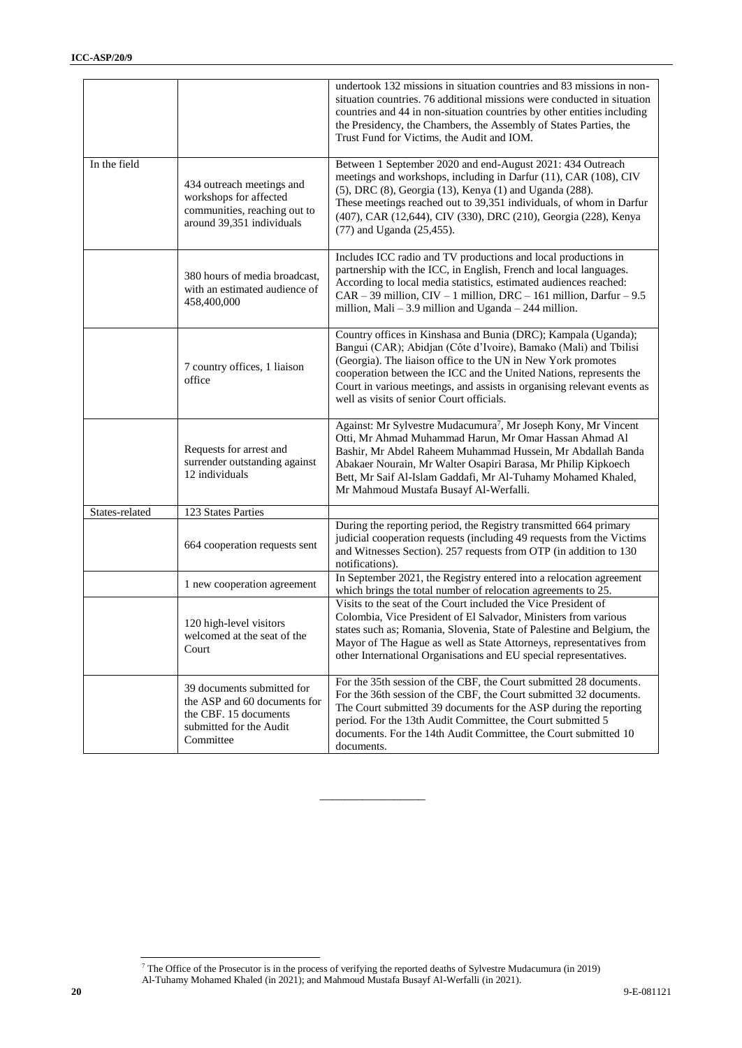| | | |
|---|---|---|
| | | undertook 132 missions in situation countries and 83 missions in non-situation countries. 76 additional missions were conducted in situation countries and 44 in non-situation countries by other entities including the Presidency, the Chambers, the Assembly of States Parties, the Trust Fund for Victims, the Audit and IOM. |
| In the field | 434 outreach meetings and workshops for affected communities, reaching out to around 39,351 individuals | Between 1 September 2020 and end-August 2021: 434 Outreach meetings and workshops, including in Darfur (11), CAR (108), CIV (5), DRC (8), Georgia (13), Kenya (1) and Uganda (288). These meetings reached out to 39,351 individuals, of whom in Darfur (407), CAR (12,644), CIV (330), DRC (210), Georgia (228), Kenya (77) and Uganda (25,455). |
| | 380 hours of media broadcast, with an estimated audience of 458,400,000 | Includes ICC radio and TV productions and local productions in partnership with the ICC, in English, French and local languages. According to local media statistics, estimated audiences reached: CAR – 39 million, CIV – 1 million, DRC – 161 million, Darfur – 9.5 million, Mali – 3.9 million and Uganda – 244 million. |
| | 7 country offices, 1 liaison office | Country offices in Kinshasa and Bunia (DRC); Kampala (Uganda); Bangui (CAR); Abidjan (Côte d'Ivoire), Bamako (Mali) and Tbilisi (Georgia). The liaison office to the UN in New York promotes cooperation between the ICC and the United Nations, represents the Court in various meetings, and assists in organising relevant events as well as visits of senior Court officials. |
| | Requests for arrest and surrender outstanding against 12 individuals | Against: Mr Sylvestre Mudacumura[7], Mr Joseph Kony, Mr Vincent Otti, Mr Ahmad Muhammad Harun, Mr Omar Hassan Ahmad Al Bashir, Mr Abdel Raheem Muhammad Hussein, Mr Abdallah Banda Abakaer Nourain, Mr Walter Osapiri Barasa, Mr Philip Kipkoech Bett, Mr Saif Al-Islam Gaddafi, Mr Al-Tuhamy Mohamed Khaled, Mr Mahmoud Mustafa Busayf Al-Werfalli. |
| States-related | 123 States Parties | |
| | 664 cooperation requests sent | During the reporting period, the Registry transmitted 664 primary judicial cooperation requests (including 49 requests from the Victims and Witnesses Section). 257 requests from OTP (in addition to 130 notifications). |
| | 1 new cooperation agreement | In September 2021, the Registry entered into a relocation agreement which brings the total number of relocation agreements to 25. |
| | 120 high-level visitors welcomed at the seat of the Court | Visits to the seat of the Court included the Vice President of Colombia, Vice President of El Salvador, Ministers from various states such as; Romania, Slovenia, State of Palestine and Belgium, the Mayor of The Hague as well as State Attorneys, representatives from other International Organisations and EU special representatives. |
| | 39 documents submitted for the ASP and 60 documents for the CBF. 15 documents submitted for the Audit Committee | For the 35th session of the CBF, the Court submitted 28 documents. For the 36th session of the CBF, the Court submitted 32 documents. The Court submitted 39 documents for the ASP during the reporting period. For the 13th Audit Committee, the Court submitted 5 documents. For the 14th Audit Committee, the Court submitted 10 documents. |

---

[7] The Office of the Prosecutor is in the process of verifying the reported deaths of Sylvestre Mudacumura (in 2019) Al-Tuhamy Mohamed Khaled (in 2021); and Mahmoud Mustafa Busayf Al-Werfalli (in 2021).